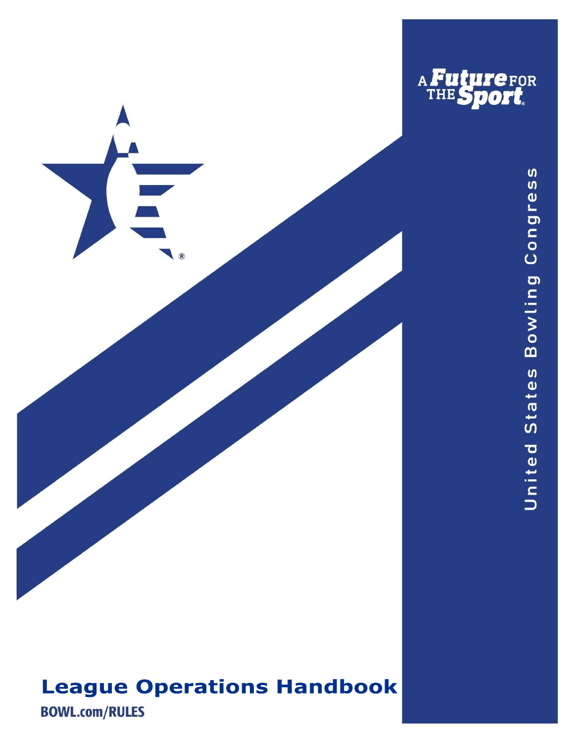A Future FOR THE Sport®

United States Bowling Congress

# League Operations Handbook

BOWL.com/RULES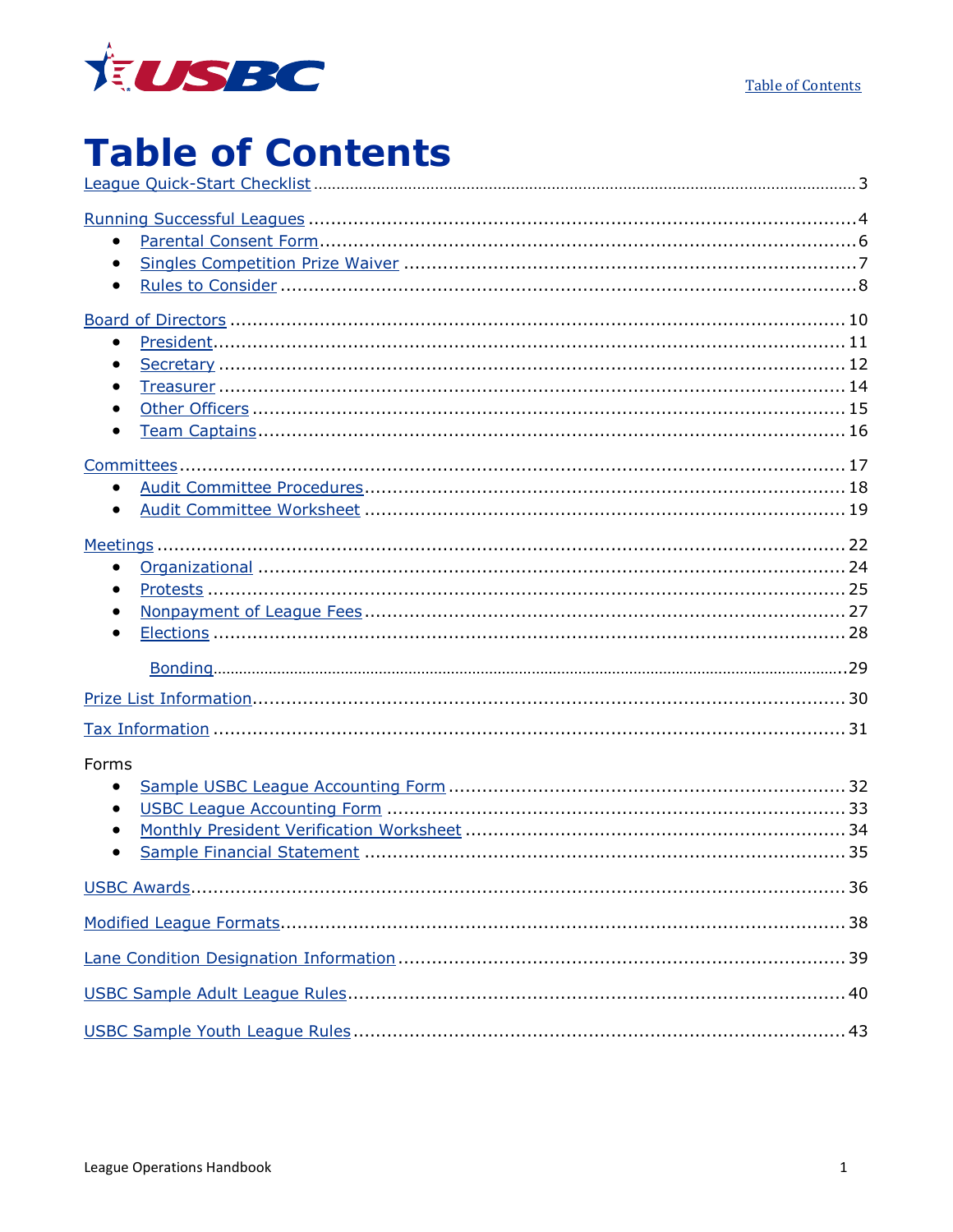# Table of Contents

League Quick-Start Checklist ........ 3

Running Successful Leagues ........ 4

- Parental Consent Form ........ 6
- Singles Competition Prize Waiver ........ 7
- Rules to Consider ........ 8

Board of Directors ........ 10

- President ........ 11
- Secretary ........ 12
- Treasurer ........ 14
- Other Officers ........ 15
- Team Captains ........ 16

Committees ........ 17

- Audit Committee Procedures ........ 18
- Audit Committee Worksheet ........ 19

Meetings ........ 22

- Organizational ........ 24
- Protests ........ 25
- Nonpayment of League Fees ........ 27
- Elections ........ 28

Bonding ........ 29

Prize List Information ........ 30

Tax Information ........ 31

Forms

- Sample USBC League Accounting Form ........ 32
- USBC League Accounting Form ........ 33
- Monthly President Verification Worksheet ........ 34
- Sample Financial Statement ........ 35

USBC Awards ........ 36

Modified League Formats ........ 38

Lane Condition Designation Information ........ 39

USBC Sample Adult League Rules ........ 40

USBC Sample Youth League Rules ........ 43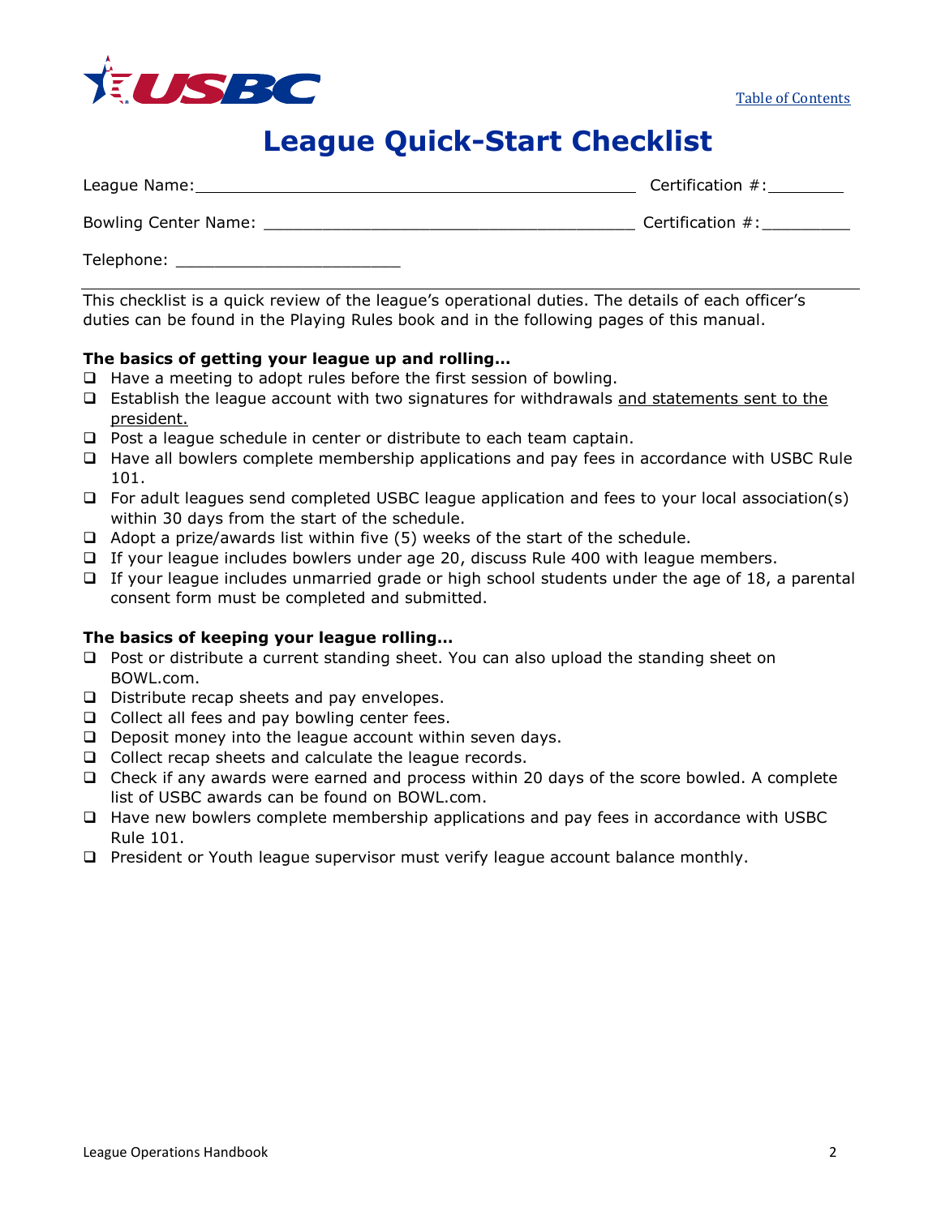# League Quick-Start Checklist

League Name:_____________________________________________ Certification #:________

Bowling Center Name: _____________________________________ Certification #:_________

Telephone: _______________________

This checklist is a quick review of the league's operational duties. The details of each officer's duties can be found in the Playing Rules book and in the following pages of this manual.

**The basics of getting your league up and rolling…**

- ☐ Have a meeting to adopt rules before the first session of bowling.
- ☐ Establish the league account with two signatures for withdrawals <u>and statements sent to the president.</u>
- ☐ Post a league schedule in center or distribute to each team captain.
- ☐ Have all bowlers complete membership applications and pay fees in accordance with USBC Rule 101.
- ☐ For adult leagues send completed USBC league application and fees to your local association(s) within 30 days from the start of the schedule.
- ☐ Adopt a prize/awards list within five (5) weeks of the start of the schedule.
- ☐ If your league includes bowlers under age 20, discuss Rule 400 with league members.
- ☐ If your league includes unmarried grade or high school students under the age of 18, a parental consent form must be completed and submitted.

**The basics of keeping your league rolling…**

- ☐ Post or distribute a current standing sheet. You can also upload the standing sheet on BOWL.com.
- ☐ Distribute recap sheets and pay envelopes.
- ☐ Collect all fees and pay bowling center fees.
- ☐ Deposit money into the league account within seven days.
- ☐ Collect recap sheets and calculate the league records.
- ☐ Check if any awards were earned and process within 20 days of the score bowled. A complete list of USBC awards can be found on BOWL.com.
- ☐ Have new bowlers complete membership applications and pay fees in accordance with USBC Rule 101.
- ☐ President or Youth league supervisor must verify league account balance monthly.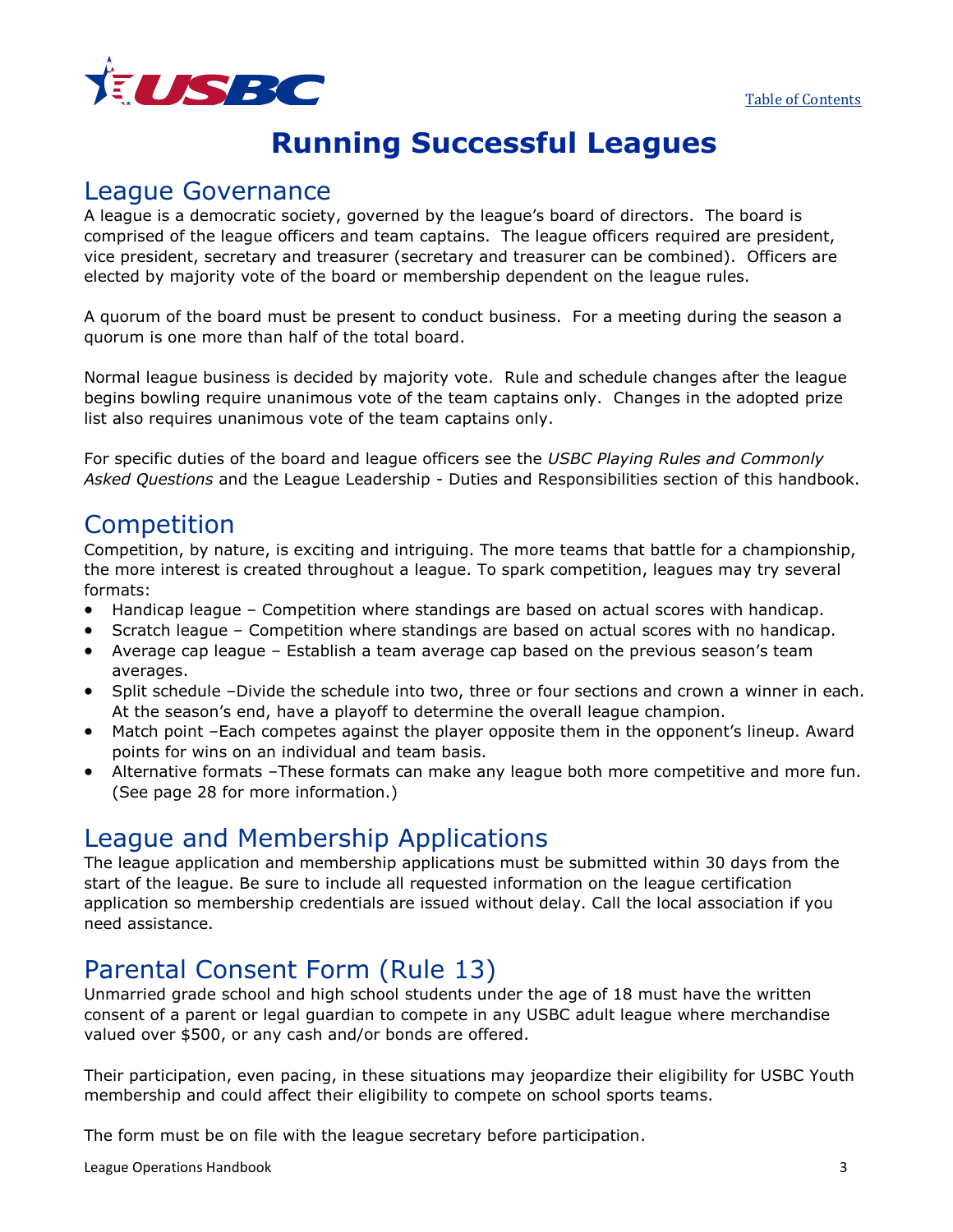# Running Successful Leagues

## League Governance

A league is a democratic society, governed by the league's board of directors. The board is comprised of the league officers and team captains. The league officers required are president, vice president, secretary and treasurer (secretary and treasurer can be combined). Officers are elected by majority vote of the board or membership dependent on the league rules.

A quorum of the board must be present to conduct business. For a meeting during the season a quorum is one more than half of the total board.

Normal league business is decided by majority vote. Rule and schedule changes after the league begins bowling require unanimous vote of the team captains only. Changes in the adopted prize list also requires unanimous vote of the team captains only.

For specific duties of the board and league officers see the *USBC Playing Rules and Commonly Asked Questions* and the League Leadership - Duties and Responsibilities section of this handbook.

## Competition

Competition, by nature, is exciting and intriguing. The more teams that battle for a championship, the more interest is created throughout a league. To spark competition, leagues may try several formats:

- Handicap league – Competition where standings are based on actual scores with handicap.
- Scratch league – Competition where standings are based on actual scores with no handicap.
- Average cap league – Establish a team average cap based on the previous season's team averages.
- Split schedule –Divide the schedule into two, three or four sections and crown a winner in each. At the season's end, have a playoff to determine the overall league champion.
- Match point –Each competes against the player opposite them in the opponent's lineup. Award points for wins on an individual and team basis.
- Alternative formats –These formats can make any league both more competitive and more fun. (See page 28 for more information.)

## League and Membership Applications

The league application and membership applications must be submitted within 30 days from the start of the league. Be sure to include all requested information on the league certification application so membership credentials are issued without delay. Call the local association if you need assistance.

## Parental Consent Form (Rule 13)

Unmarried grade school and high school students under the age of 18 must have the written consent of a parent or legal guardian to compete in any USBC adult league where merchandise valued over $500, or any cash and/or bonds are offered.

Their participation, even pacing, in these situations may jeopardize their eligibility for USBC Youth membership and could affect their eligibility to compete on school sports teams.

The form must be on file with the league secretary before participation.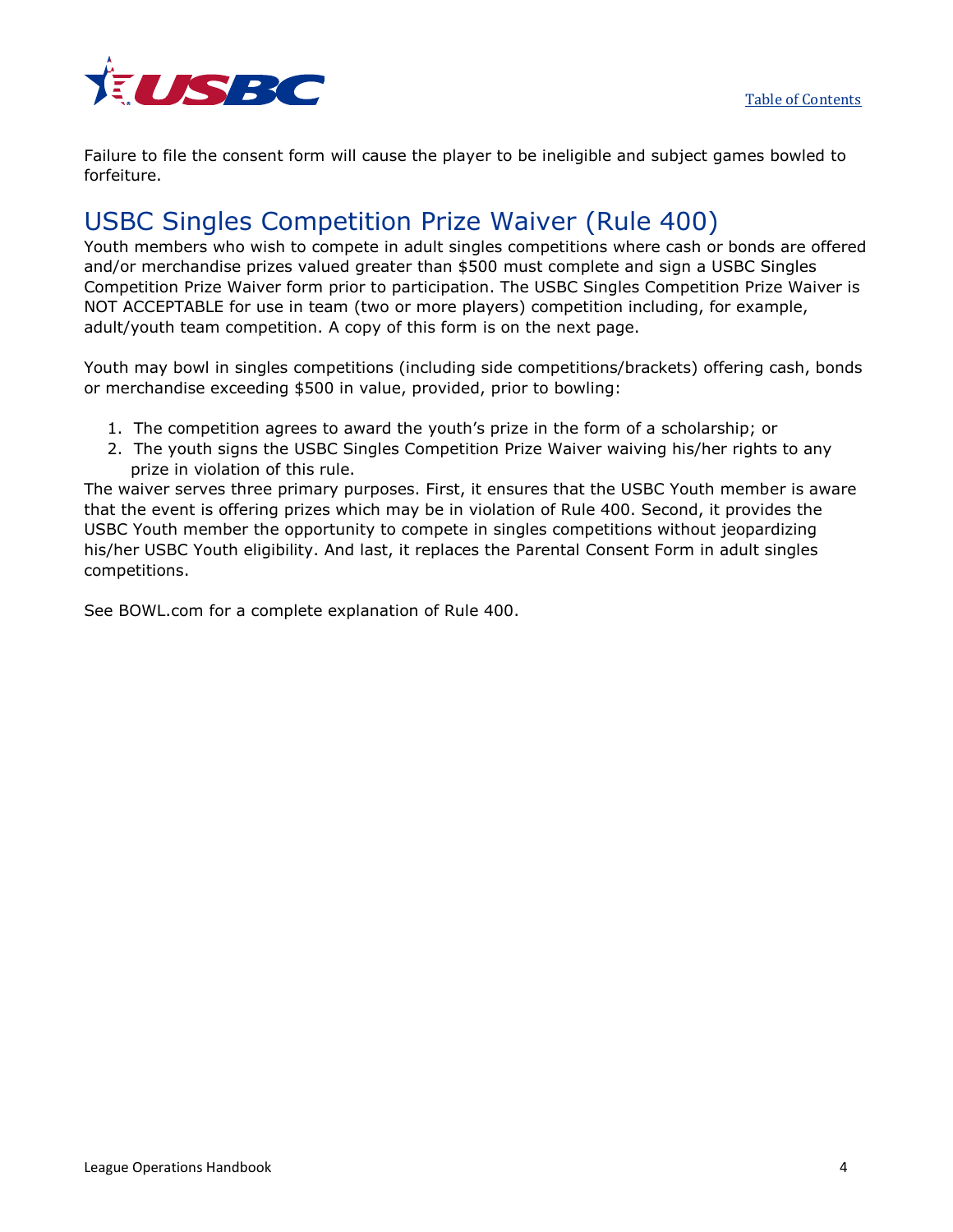Failure to file the consent form will cause the player to be ineligible and subject games bowled to forfeiture.

## USBC Singles Competition Prize Waiver (Rule 400)

Youth members who wish to compete in adult singles competitions where cash or bonds are offered and/or merchandise prizes valued greater than $500 must complete and sign a USBC Singles Competition Prize Waiver form prior to participation. The USBC Singles Competition Prize Waiver is NOT ACCEPTABLE for use in team (two or more players) competition including, for example, adult/youth team competition. A copy of this form is on the next page.

Youth may bowl in singles competitions (including side competitions/brackets) offering cash, bonds or merchandise exceeding $500 in value, provided, prior to bowling:

1. The competition agrees to award the youth's prize in the form of a scholarship; or
2. The youth signs the USBC Singles Competition Prize Waiver waiving his/her rights to any prize in violation of this rule.

The waiver serves three primary purposes. First, it ensures that the USBC Youth member is aware that the event is offering prizes which may be in violation of Rule 400. Second, it provides the USBC Youth member the opportunity to compete in singles competitions without jeopardizing his/her USBC Youth eligibility. And last, it replaces the Parental Consent Form in adult singles competitions.

See BOWL.com for a complete explanation of Rule 400.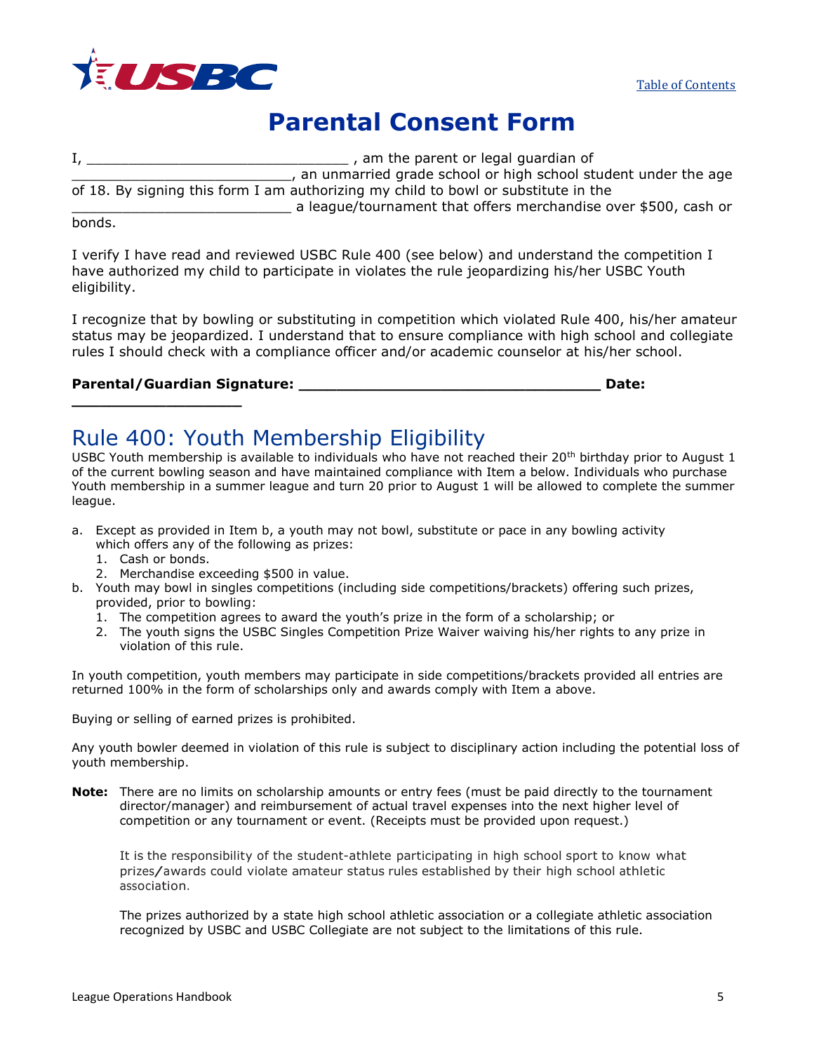Table of Contents

# Parental Consent Form

I, ______________________________ , am the parent or legal guardian of ________________________, an unmarried grade school or high school student under the age of 18. By signing this form I am authorizing my child to bowl or substitute in the _________________________ a league/tournament that offers merchandise over $500, cash or bonds.

I verify I have read and reviewed USBC Rule 400 (see below) and understand the competition I have authorized my child to participate in violates the rule jeopardizing his/her USBC Youth eligibility.

I recognize that by bowling or substituting in competition which violated Rule 400, his/her amateur status may be jeopardized. I understand that to ensure compliance with high school and collegiate rules I should check with a compliance officer and/or academic counselor at his/her school.

**Parental/Guardian Signature: ______________________________ Date: _________________**

## Rule 400: Youth Membership Eligibility

USBC Youth membership is available to individuals who have not reached their 20th birthday prior to August 1 of the current bowling season and have maintained compliance with Item a below. Individuals who purchase Youth membership in a summer league and turn 20 prior to August 1 will be allowed to complete the summer league.

a. Except as provided in Item b, a youth may not bowl, substitute or pace in any bowling activity which offers any of the following as prizes:
   1. Cash or bonds.
   2. Merchandise exceeding $500 in value.

b. Youth may bowl in singles competitions (including side competitions/brackets) offering such prizes, provided, prior to bowling:
   1. The competition agrees to award the youth's prize in the form of a scholarship; or
   2. The youth signs the USBC Singles Competition Prize Waiver waiving his/her rights to any prize in violation of this rule.

In youth competition, youth members may participate in side competitions/brackets provided all entries are returned 100% in the form of scholarships only and awards comply with Item a above.

Buying or selling of earned prizes is prohibited.

Any youth bowler deemed in violation of this rule is subject to disciplinary action including the potential loss of youth membership.

**Note:** There are no limits on scholarship amounts or entry fees (must be paid directly to the tournament director/manager) and reimbursement of actual travel expenses into the next higher level of competition or any tournament or event. (Receipts must be provided upon request.)

It is the responsibility of the student-athlete participating in high school sport to know what prizes/awards could violate amateur status rules established by their high school athletic association.

The prizes authorized by a state high school athletic association or a collegiate athletic association recognized by USBC and USBC Collegiate are not subject to the limitations of this rule.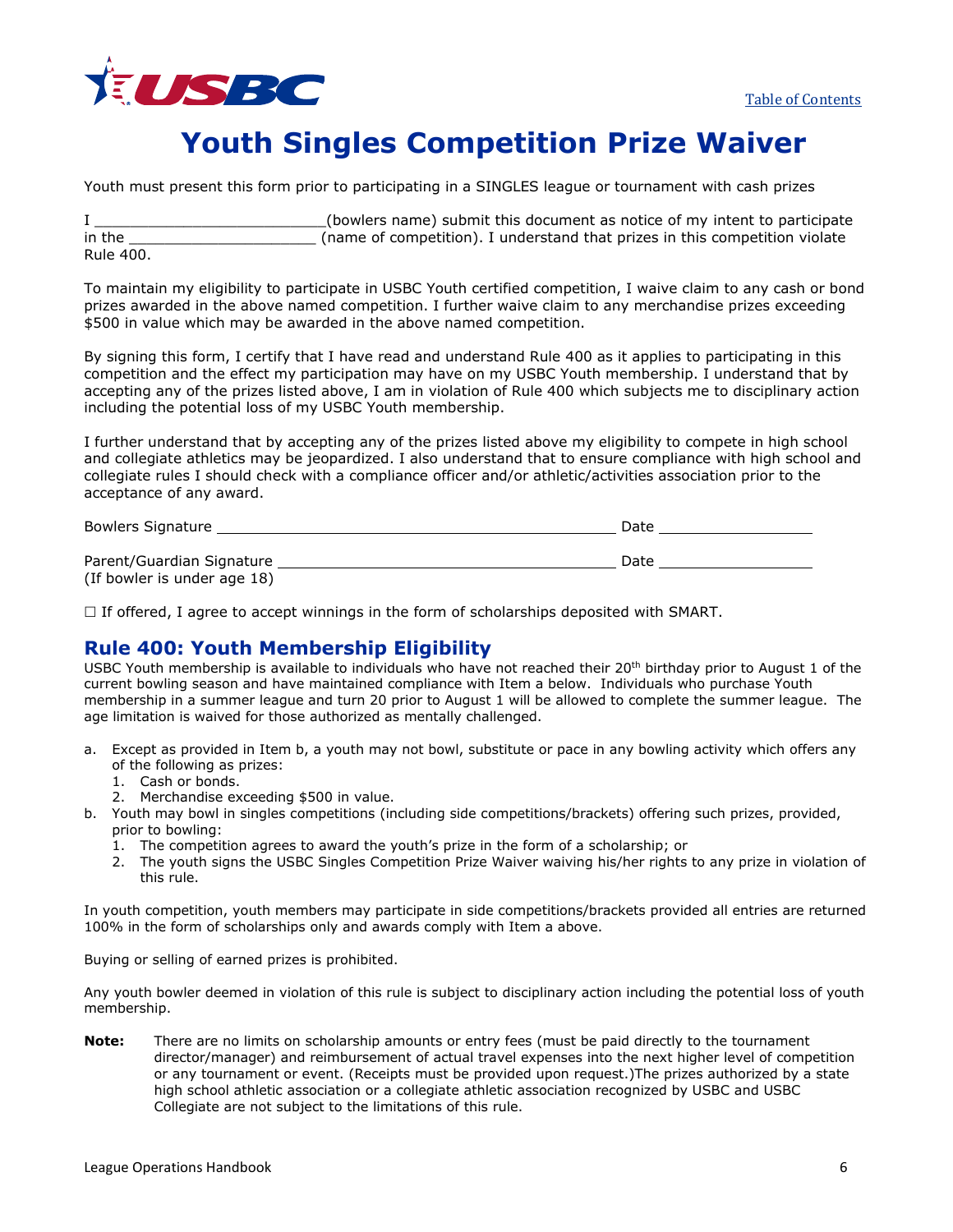[Table of Contents]

# Youth Singles Competition Prize Waiver

Youth must present this form prior to participating in a SINGLES league or tournament with cash prizes

I __________________________(bowlers name) submit this document as notice of my intent to participate in the _____________________ (name of competition). I understand that prizes in this competition violate Rule 400.

To maintain my eligibility to participate in USBC Youth certified competition, I waive claim to any cash or bond prizes awarded in the above named competition. I further waive claim to any merchandise prizes exceeding $500 in value which may be awarded in the above named competition.

By signing this form, I certify that I have read and understand Rule 400 as it applies to participating in this competition and the effect my participation may have on my USBC Youth membership. I understand that by accepting any of the prizes listed above, I am in violation of Rule 400 which subjects me to disciplinary action including the potential loss of my USBC Youth membership.

I further understand that by accepting any of the prizes listed above my eligibility to compete in high school and collegiate athletics may be jeopardized. I also understand that to ensure compliance with high school and collegiate rules I should check with a compliance officer and/or athletic/activities association prior to the acceptance of any award.

Bowlers Signature ______________________________________________ Date __________________

Parent/Guardian Signature ______________________________________ Date __________________
(If bowler is under age 18)

☐ If offered, I agree to accept winnings in the form of scholarships deposited with SMART.

## Rule 400: Youth Membership Eligibility

USBC Youth membership is available to individuals who have not reached their 20th birthday prior to August 1 of the current bowling season and have maintained compliance with Item a below. Individuals who purchase Youth membership in a summer league and turn 20 prior to August 1 will be allowed to complete the summer league. The age limitation is waived for those authorized as mentally challenged.

a. Except as provided in Item b, a youth may not bowl, substitute or pace in any bowling activity which offers any of the following as prizes:
   1. Cash or bonds.
   2. Merchandise exceeding $500 in value.
b. Youth may bowl in singles competitions (including side competitions/brackets) offering such prizes, provided, prior to bowling:
   1. The competition agrees to award the youth's prize in the form of a scholarship; or
   2. The youth signs the USBC Singles Competition Prize Waiver waiving his/her rights to any prize in violation of this rule.

In youth competition, youth members may participate in side competitions/brackets provided all entries are returned 100% in the form of scholarships only and awards comply with Item a above.

Buying or selling of earned prizes is prohibited.

Any youth bowler deemed in violation of this rule is subject to disciplinary action including the potential loss of youth membership.

**Note:** There are no limits on scholarship amounts or entry fees (must be paid directly to the tournament director/manager) and reimbursement of actual travel expenses into the next higher level of competition or any tournament or event. (Receipts must be provided upon request.)The prizes authorized by a state high school athletic association or a collegiate athletic association recognized by USBC and USBC Collegiate are not subject to the limitations of this rule.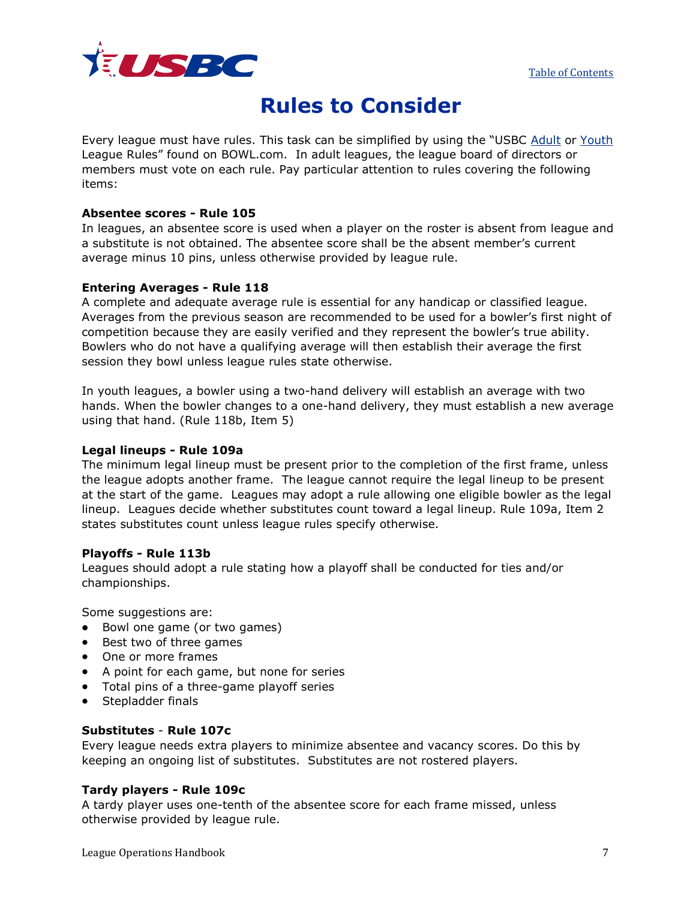# Rules to Consider

Every league must have rules. This task can be simplified by using the "USBC Adult or Youth League Rules" found on BOWL.com. In adult leagues, the league board of directors or members must vote on each rule. Pay particular attention to rules covering the following items:

**Absentee scores - Rule 105**
In leagues, an absentee score is used when a player on the roster is absent from league and a substitute is not obtained. The absentee score shall be the absent member's current average minus 10 pins, unless otherwise provided by league rule.

**Entering Averages - Rule 118**
A complete and adequate average rule is essential for any handicap or classified league. Averages from the previous season are recommended to be used for a bowler's first night of competition because they are easily verified and they represent the bowler's true ability. Bowlers who do not have a qualifying average will then establish their average the first session they bowl unless league rules state otherwise.

In youth leagues, a bowler using a two-hand delivery will establish an average with two hands. When the bowler changes to a one-hand delivery, they must establish a new average using that hand. (Rule 118b, Item 5)

**Legal lineups - Rule 109a**
The minimum legal lineup must be present prior to the completion of the first frame, unless the league adopts another frame. The league cannot require the legal lineup to be present at the start of the game. Leagues may adopt a rule allowing one eligible bowler as the legal lineup. Leagues decide whether substitutes count toward a legal lineup. Rule 109a, Item 2 states substitutes count unless league rules specify otherwise.

**Playoffs - Rule 113b**
Leagues should adopt a rule stating how a playoff shall be conducted for ties and/or championships.

Some suggestions are:

- Bowl one game (or two games)
- Best two of three games
- One or more frames
- A point for each game, but none for series
- Total pins of a three-game playoff series
- Stepladder finals

**Substitutes - Rule 107c**
Every league needs extra players to minimize absentee and vacancy scores. Do this by keeping an ongoing list of substitutes. Substitutes are not rostered players.

**Tardy players - Rule 109c**
A tardy player uses one-tenth of the absentee score for each frame missed, unless otherwise provided by league rule.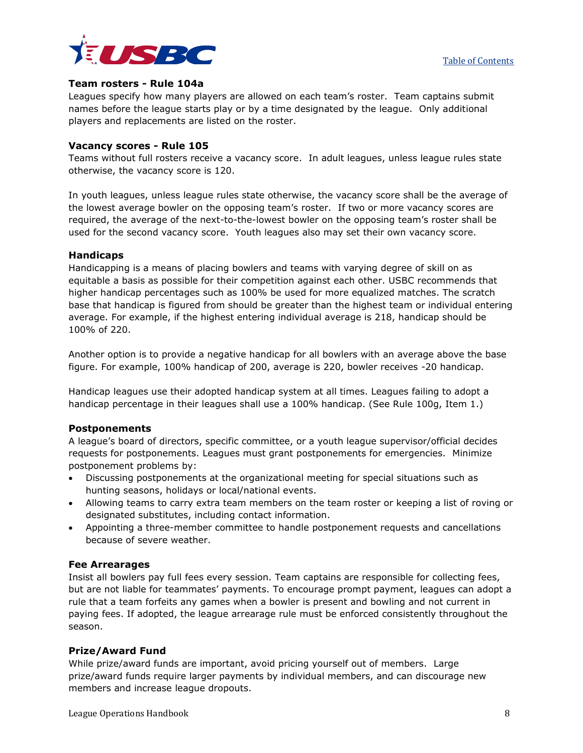### Team rosters - Rule 104a

Leagues specify how many players are allowed on each team's roster. Team captains submit names before the league starts play or by a time designated by the league. Only additional players and replacements are listed on the roster.

### Vacancy scores - Rule 105

Teams without full rosters receive a vacancy score. In adult leagues, unless league rules state otherwise, the vacancy score is 120.

In youth leagues, unless league rules state otherwise, the vacancy score shall be the average of the lowest average bowler on the opposing team's roster. If two or more vacancy scores are required, the average of the next-to-the-lowest bowler on the opposing team's roster shall be used for the second vacancy score. Youth leagues also may set their own vacancy score.

### Handicaps

Handicapping is a means of placing bowlers and teams with varying degree of skill on as equitable a basis as possible for their competition against each other. USBC recommends that higher handicap percentages such as 100% be used for more equalized matches. The scratch base that handicap is figured from should be greater than the highest team or individual entering average. For example, if the highest entering individual average is 218, handicap should be 100% of 220.

Another option is to provide a negative handicap for all bowlers with an average above the base figure. For example, 100% handicap of 200, average is 220, bowler receives -20 handicap.

Handicap leagues use their adopted handicap system at all times. Leagues failing to adopt a handicap percentage in their leagues shall use a 100% handicap. (See Rule 100g, Item 1.)

### Postponements

A league's board of directors, specific committee, or a youth league supervisor/official decides requests for postponements. Leagues must grant postponements for emergencies. Minimize postponement problems by:

- Discussing postponements at the organizational meeting for special situations such as hunting seasons, holidays or local/national events.
- Allowing teams to carry extra team members on the team roster or keeping a list of roving or designated substitutes, including contact information.
- Appointing a three-member committee to handle postponement requests and cancellations because of severe weather.

### Fee Arrearages

Insist all bowlers pay full fees every session. Team captains are responsible for collecting fees, but are not liable for teammates' payments. To encourage prompt payment, leagues can adopt a rule that a team forfeits any games when a bowler is present and bowling and not current in paying fees. If adopted, the league arrearage rule must be enforced consistently throughout the season.

### Prize/Award Fund

While prize/award funds are important, avoid pricing yourself out of members. Large prize/award funds require larger payments by individual members, and can discourage new members and increase league dropouts.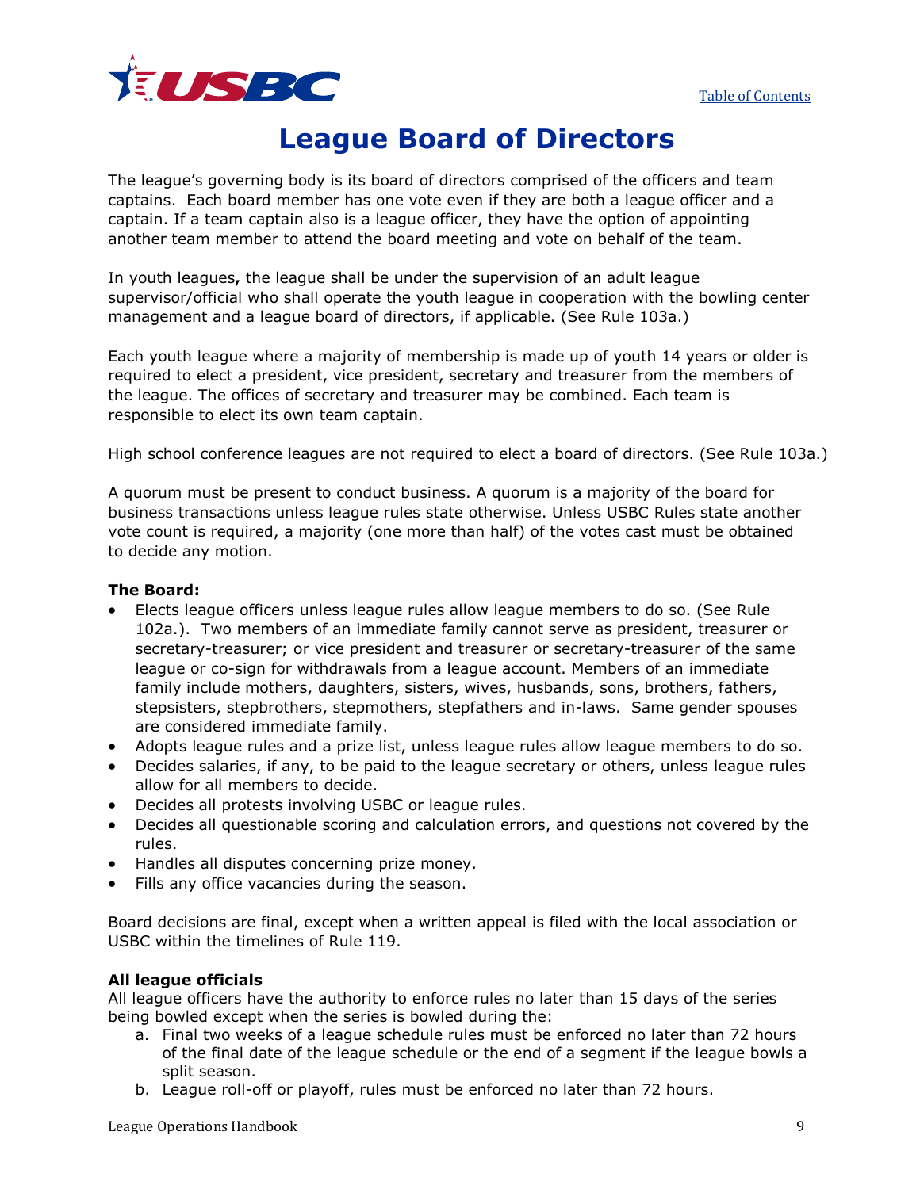# League Board of Directors

The league's governing body is its board of directors comprised of the officers and team captains. Each board member has one vote even if they are both a league officer and a captain. If a team captain also is a league officer, they have the option of appointing another team member to attend the board meeting and vote on behalf of the team.

In youth leagues**,** the league shall be under the supervision of an adult league supervisor/official who shall operate the youth league in cooperation with the bowling center management and a league board of directors, if applicable. (See Rule 103a.)

Each youth league where a majority of membership is made up of youth 14 years or older is required to elect a president, vice president, secretary and treasurer from the members of the league. The offices of secretary and treasurer may be combined. Each team is responsible to elect its own team captain.

High school conference leagues are not required to elect a board of directors. (See Rule 103a.)

A quorum must be present to conduct business. A quorum is a majority of the board for business transactions unless league rules state otherwise. Unless USBC Rules state another vote count is required, a majority (one more than half) of the votes cast must be obtained to decide any motion.

**The Board:**

- Elects league officers unless league rules allow league members to do so. (See Rule 102a.). Two members of an immediate family cannot serve as president, treasurer or secretary-treasurer; or vice president and treasurer or secretary-treasurer of the same league or co-sign for withdrawals from a league account. Members of an immediate family include mothers, daughters, sisters, wives, husbands, sons, brothers, fathers, stepsisters, stepbrothers, stepmothers, stepfathers and in-laws. Same gender spouses are considered immediate family.
- Adopts league rules and a prize list, unless league rules allow league members to do so.
- Decides salaries, if any, to be paid to the league secretary or others, unless league rules allow for all members to decide.
- Decides all protests involving USBC or league rules.
- Decides all questionable scoring and calculation errors, and questions not covered by the rules.
- Handles all disputes concerning prize money.
- Fills any office vacancies during the season.

Board decisions are final, except when a written appeal is filed with the local association or USBC within the timelines of Rule 119.

**All league officials**

All league officers have the authority to enforce rules no later than 15 days of the series being bowled except when the series is bowled during the:

a. Final two weeks of a league schedule rules must be enforced no later than 72 hours of the final date of the league schedule or the end of a segment if the league bowls a split season.
b. League roll-off or playoff, rules must be enforced no later than 72 hours.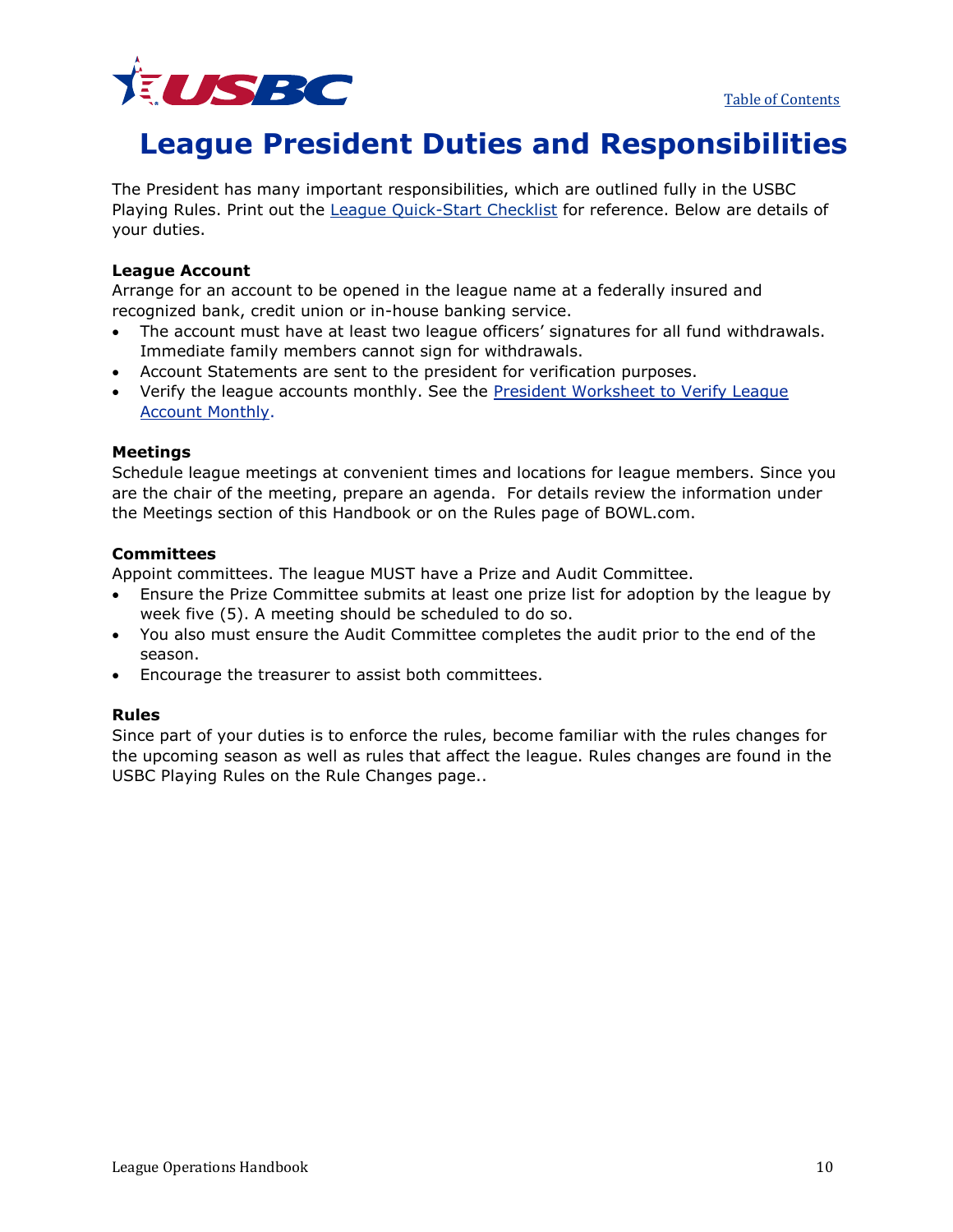# League President Duties and Responsibilities

The President has many important responsibilities, which are outlined fully in the USBC Playing Rules. Print out the League Quick-Start Checklist for reference. Below are details of your duties.

**League Account**

Arrange for an account to be opened in the league name at a federally insured and recognized bank, credit union or in-house banking service.

- The account must have at least two league officers' signatures for all fund withdrawals. Immediate family members cannot sign for withdrawals.
- Account Statements are sent to the president for verification purposes.
- Verify the league accounts monthly. See the President Worksheet to Verify League Account Monthly.

**Meetings**

Schedule league meetings at convenient times and locations for league members. Since you are the chair of the meeting, prepare an agenda. For details review the information under the Meetings section of this Handbook or on the Rules page of BOWL.com.

**Committees**

Appoint committees. The league MUST have a Prize and Audit Committee.

- Ensure the Prize Committee submits at least one prize list for adoption by the league by week five (5). A meeting should be scheduled to do so.
- You also must ensure the Audit Committee completes the audit prior to the end of the season.
- Encourage the treasurer to assist both committees.

**Rules**

Since part of your duties is to enforce the rules, become familiar with the rules changes for the upcoming season as well as rules that affect the league. Rules changes are found in the USBC Playing Rules on the Rule Changes page..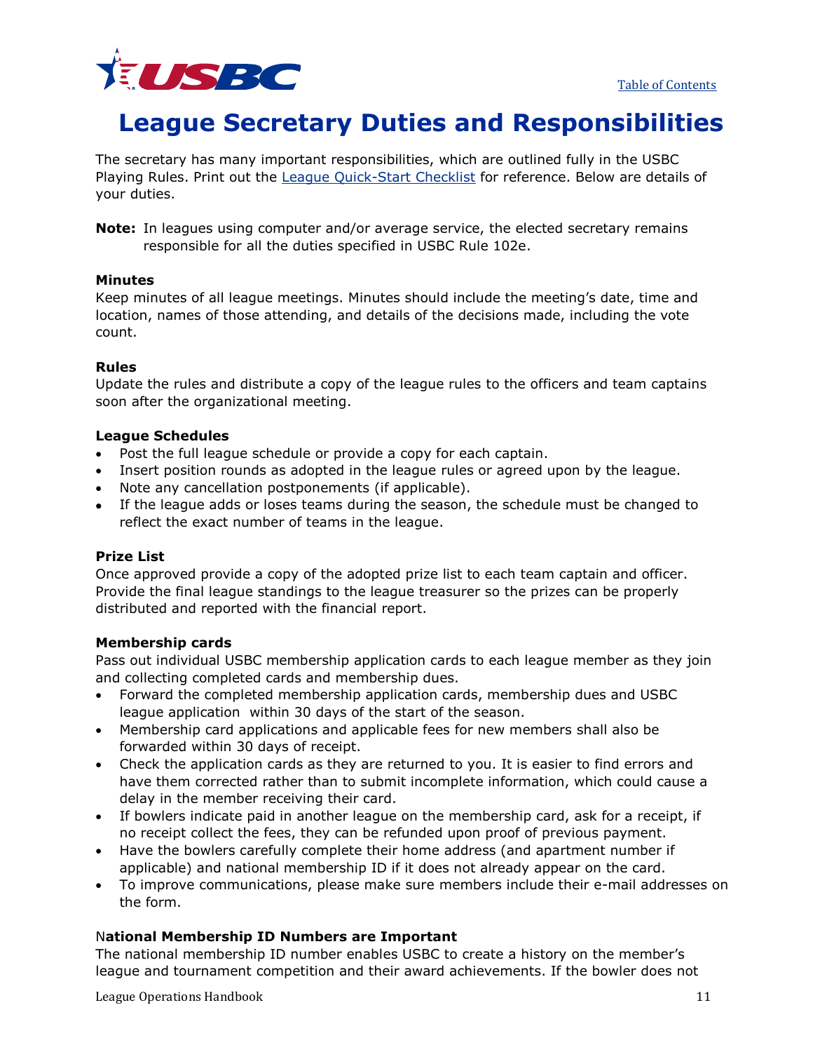# League Secretary Duties and Responsibilities

The secretary has many important responsibilities, which are outlined fully in the USBC Playing Rules. Print out the League Quick-Start Checklist for reference. Below are details of your duties.

**Note:** In leagues using computer and/or average service, the elected secretary remains responsible for all the duties specified in USBC Rule 102e.

**Minutes**
Keep minutes of all league meetings. Minutes should include the meeting's date, time and location, names of those attending, and details of the decisions made, including the vote count.

**Rules**
Update the rules and distribute a copy of the league rules to the officers and team captains soon after the organizational meeting.

**League Schedules**

- Post the full league schedule or provide a copy for each captain.
- Insert position rounds as adopted in the league rules or agreed upon by the league.
- Note any cancellation postponements (if applicable).
- If the league adds or loses teams during the season, the schedule must be changed to reflect the exact number of teams in the league.

**Prize List**
Once approved provide a copy of the adopted prize list to each team captain and officer. Provide the final league standings to the league treasurer so the prizes can be properly distributed and reported with the financial report.

**Membership cards**
Pass out individual USBC membership application cards to each league member as they join and collecting completed cards and membership dues.

- Forward the completed membership application cards, membership dues and USBC league application within 30 days of the start of the season.
- Membership card applications and applicable fees for new members shall also be forwarded within 30 days of receipt.
- Check the application cards as they are returned to you. It is easier to find errors and have them corrected rather than to submit incomplete information, which could cause a delay in the member receiving their card.
- If bowlers indicate paid in another league on the membership card, ask for a receipt, if no receipt collect the fees, they can be refunded upon proof of previous payment.
- Have the bowlers carefully complete their home address (and apartment number if applicable) and national membership ID if it does not already appear on the card.
- To improve communications, please make sure members include their e-mail addresses on the form.

**National Membership ID Numbers are Important**
The national membership ID number enables USBC to create a history on the member's league and tournament competition and their award achievements. If the bowler does not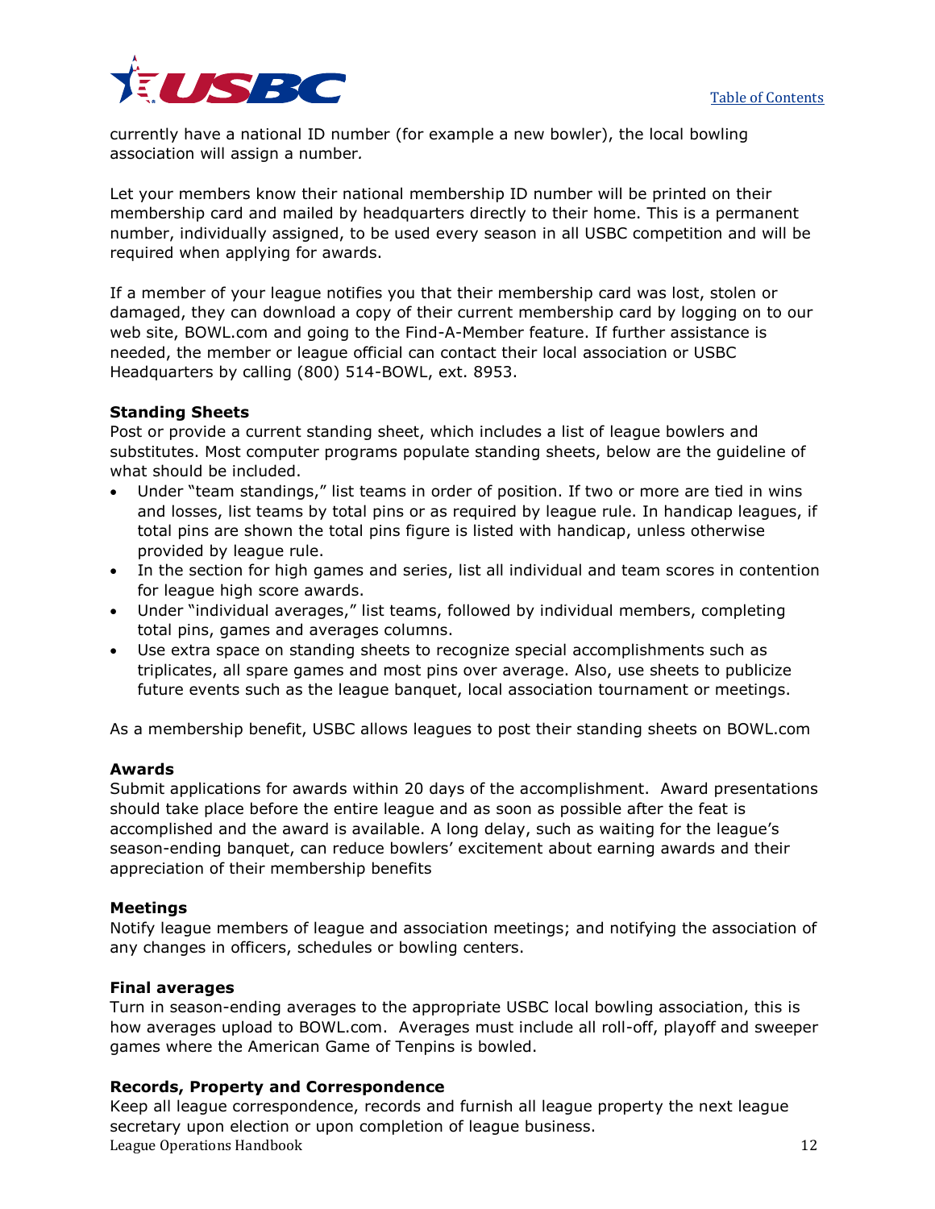currently have a national ID number (for example a new bowler), the local bowling association will assign a number.

Let your members know their national membership ID number will be printed on their membership card and mailed by headquarters directly to their home. This is a permanent number, individually assigned, to be used every season in all USBC competition and will be required when applying for awards.

If a member of your league notifies you that their membership card was lost, stolen or damaged, they can download a copy of their current membership card by logging on to our web site, BOWL.com and going to the Find-A-Member feature. If further assistance is needed, the member or league official can contact their local association or USBC Headquarters by calling (800) 514-BOWL, ext. 8953.

**Standing Sheets**

Post or provide a current standing sheet, which includes a list of league bowlers and substitutes. Most computer programs populate standing sheets, below are the guideline of what should be included.

- Under "team standings," list teams in order of position. If two or more are tied in wins and losses, list teams by total pins or as required by league rule. In handicap leagues, if total pins are shown the total pins figure is listed with handicap, unless otherwise provided by league rule.
- In the section for high games and series, list all individual and team scores in contention for league high score awards.
- Under "individual averages," list teams, followed by individual members, completing total pins, games and averages columns.
- Use extra space on standing sheets to recognize special accomplishments such as triplicates, all spare games and most pins over average. Also, use sheets to publicize future events such as the league banquet, local association tournament or meetings.

As a membership benefit, USBC allows leagues to post their standing sheets on BOWL.com

**Awards**

Submit applications for awards within 20 days of the accomplishment. Award presentations should take place before the entire league and as soon as possible after the feat is accomplished and the award is available. A long delay, such as waiting for the league's season-ending banquet, can reduce bowlers' excitement about earning awards and their appreciation of their membership benefits

**Meetings**

Notify league members of league and association meetings; and notifying the association of any changes in officers, schedules or bowling centers.

**Final averages**

Turn in season-ending averages to the appropriate USBC local bowling association, this is how averages upload to BOWL.com. Averages must include all roll-off, playoff and sweeper games where the American Game of Tenpins is bowled.

**Records, Property and Correspondence**

Keep all league correspondence, records and furnish all league property the next league secretary upon election or upon completion of league business.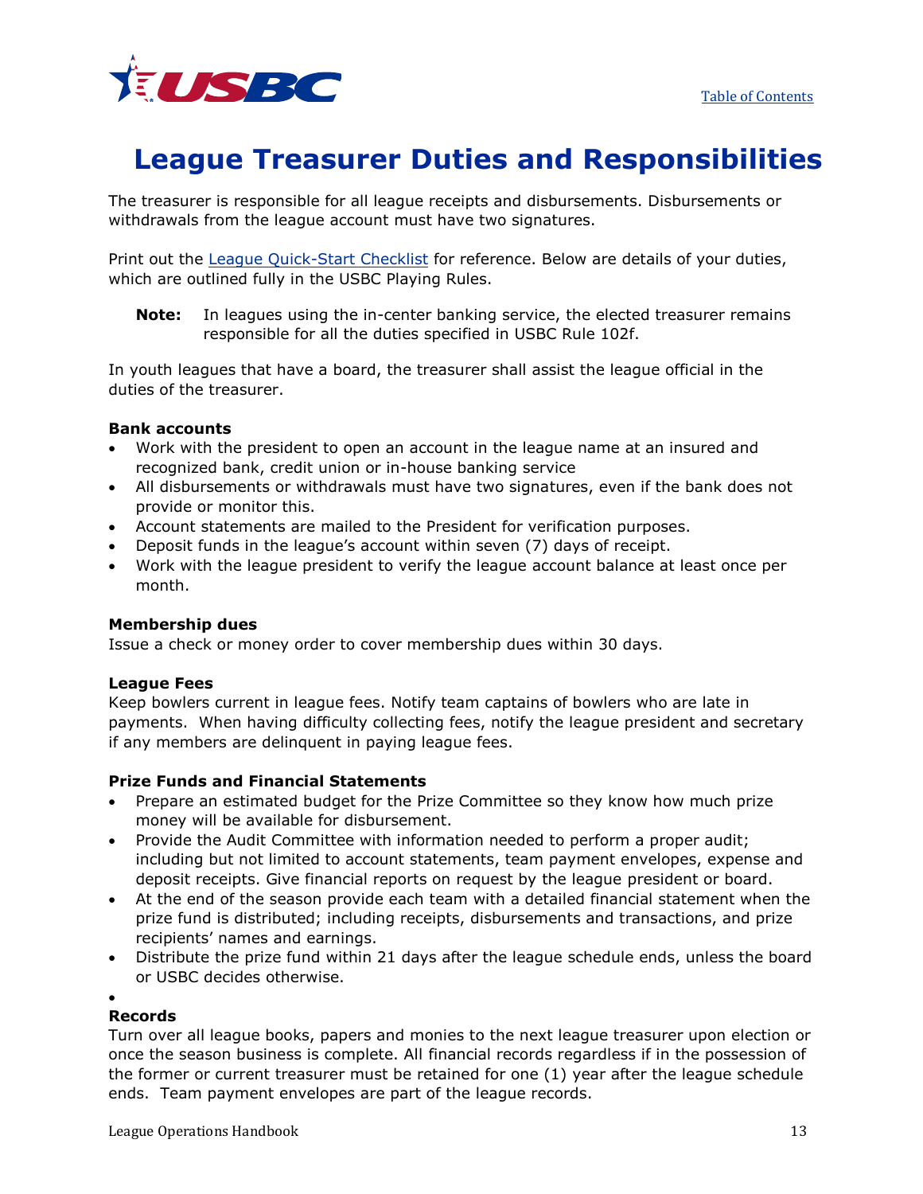# League Treasurer Duties and Responsibilities

The treasurer is responsible for all league receipts and disbursements. Disbursements or withdrawals from the league account must have two signatures.

Print out the League Quick-Start Checklist for reference. Below are details of your duties, which are outlined fully in the USBC Playing Rules.

**Note:** In leagues using the in-center banking service, the elected treasurer remains responsible for all the duties specified in USBC Rule 102f.

In youth leagues that have a board, the treasurer shall assist the league official in the duties of the treasurer.

**Bank accounts**

- Work with the president to open an account in the league name at an insured and recognized bank, credit union or in-house banking service
- All disbursements or withdrawals must have two signatures, even if the bank does not provide or monitor this.
- Account statements are mailed to the President for verification purposes.
- Deposit funds in the league's account within seven (7) days of receipt.
- Work with the league president to verify the league account balance at least once per month.

**Membership dues**

Issue a check or money order to cover membership dues within 30 days.

**League Fees**

Keep bowlers current in league fees. Notify team captains of bowlers who are late in payments. When having difficulty collecting fees, notify the league president and secretary if any members are delinquent in paying league fees.

**Prize Funds and Financial Statements**

- Prepare an estimated budget for the Prize Committee so they know how much prize money will be available for disbursement.
- Provide the Audit Committee with information needed to perform a proper audit; including but not limited to account statements, team payment envelopes, expense and deposit receipts. Give financial reports on request by the league president or board.
- At the end of the season provide each team with a detailed financial statement when the prize fund is distributed; including receipts, disbursements and transactions, and prize recipients' names and earnings.
- Distribute the prize fund within 21 days after the league schedule ends, unless the board or USBC decides otherwise.

**Records**

Turn over all league books, papers and monies to the next league treasurer upon election or once the season business is complete. All financial records regardless if in the possession of the former or current treasurer must be retained for one (1) year after the league schedule ends. Team payment envelopes are part of the league records.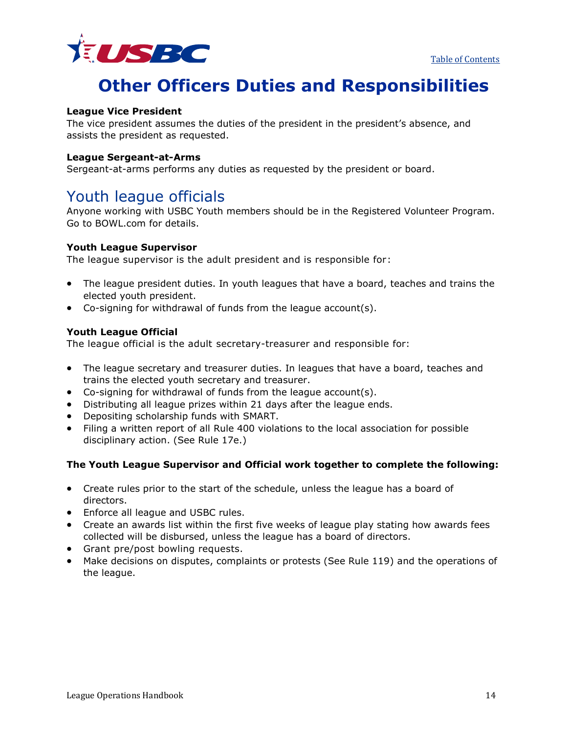# Other Officers Duties and Responsibilities

**League Vice President**
The vice president assumes the duties of the president in the president's absence, and assists the president as requested.

**League Sergeant-at-Arms**
Sergeant-at-arms performs any duties as requested by the president or board.

## Youth league officials

Anyone working with USBC Youth members should be in the Registered Volunteer Program. Go to BOWL.com for details.

**Youth League Supervisor**
The league supervisor is the adult president and is responsible for:

- The league president duties. In youth leagues that have a board, teaches and trains the elected youth president.
- Co-signing for withdrawal of funds from the league account(s).

**Youth League Official**
The league official is the adult secretary-treasurer and responsible for:

- The league secretary and treasurer duties. In leagues that have a board, teaches and trains the elected youth secretary and treasurer.
- Co-signing for withdrawal of funds from the league account(s).
- Distributing all league prizes within 21 days after the league ends.
- Depositing scholarship funds with SMART.
- Filing a written report of all Rule 400 violations to the local association for possible disciplinary action. (See Rule 17e.)

**The Youth League Supervisor and Official work together to complete the following:**

- Create rules prior to the start of the schedule, unless the league has a board of directors.
- Enforce all league and USBC rules.
- Create an awards list within the first five weeks of league play stating how awards fees collected will be disbursed, unless the league has a board of directors.
- Grant pre/post bowling requests.
- Make decisions on disputes, complaints or protests (See Rule 119) and the operations of the league.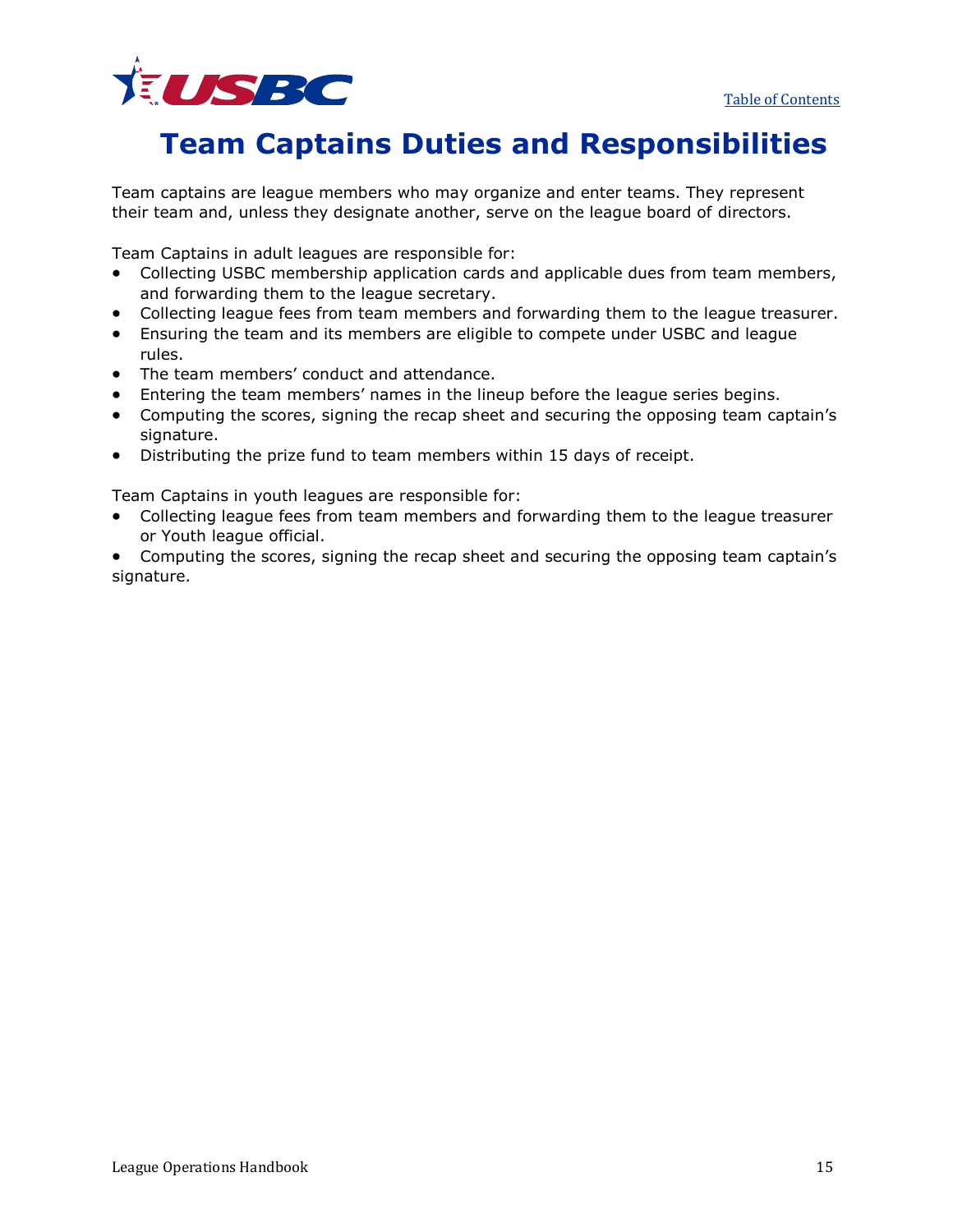# Team Captains Duties and Responsibilities

Team captains are league members who may organize and enter teams. They represent their team and, unless they designate another, serve on the league board of directors.

Team Captains in adult leagues are responsible for:

- Collecting USBC membership application cards and applicable dues from team members, and forwarding them to the league secretary.
- Collecting league fees from team members and forwarding them to the league treasurer.
- Ensuring the team and its members are eligible to compete under USBC and league rules.
- The team members' conduct and attendance.
- Entering the team members' names in the lineup before the league series begins.
- Computing the scores, signing the recap sheet and securing the opposing team captain's signature.
- Distributing the prize fund to team members within 15 days of receipt.

Team Captains in youth leagues are responsible for:

- Collecting league fees from team members and forwarding them to the league treasurer or Youth league official.
- Computing the scores, signing the recap sheet and securing the opposing team captain's signature.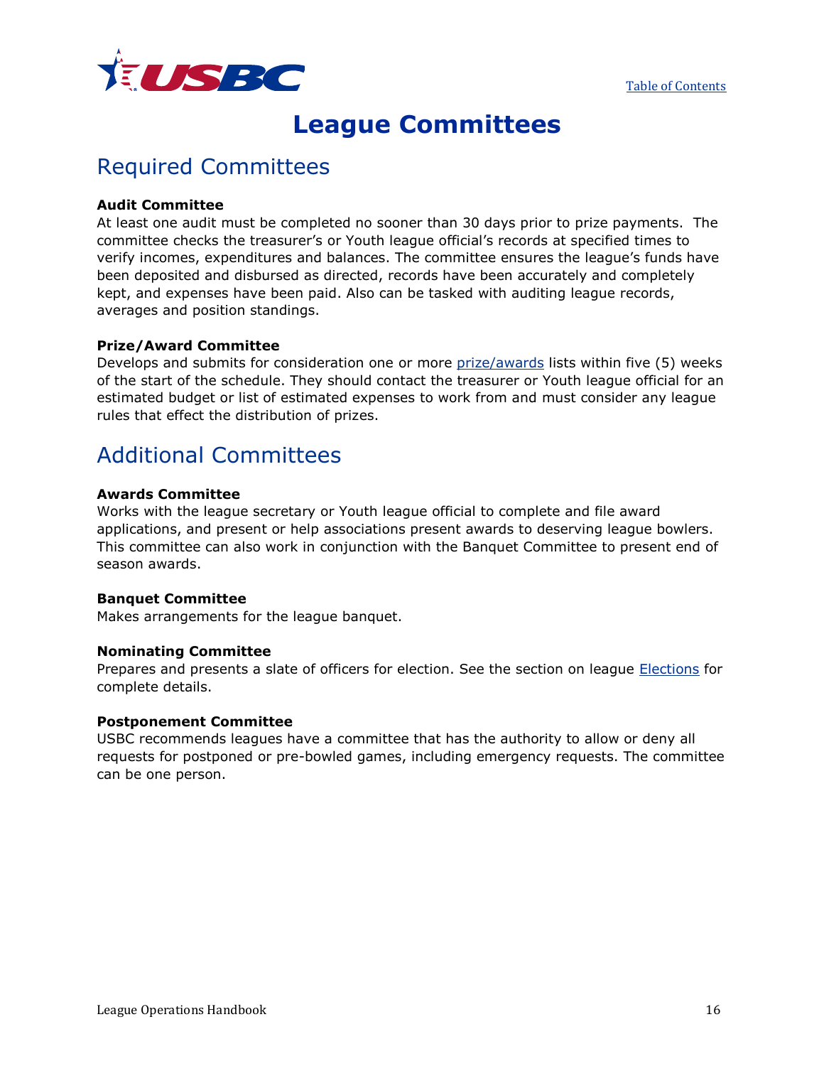# League Committees

## Required Committees

**Audit Committee**
At least one audit must be completed no sooner than 30 days prior to prize payments. The committee checks the treasurer's or Youth league official's records at specified times to verify incomes, expenditures and balances. The committee ensures the league's funds have been deposited and disbursed as directed, records have been accurately and completely kept, and expenses have been paid. Also can be tasked with auditing league records, averages and position standings.

**Prize/Award Committee**
Develops and submits for consideration one or more prize/awards lists within five (5) weeks of the start of the schedule. They should contact the treasurer or Youth league official for an estimated budget or list of estimated expenses to work from and must consider any league rules that effect the distribution of prizes.

## Additional Committees

**Awards Committee**
Works with the league secretary or Youth league official to complete and file award applications, and present or help associations present awards to deserving league bowlers. This committee can also work in conjunction with the Banquet Committee to present end of season awards.

**Banquet Committee**
Makes arrangements for the league banquet.

**Nominating Committee**
Prepares and presents a slate of officers for election. See the section on league Elections for complete details.

**Postponement Committee**
USBC recommends leagues have a committee that has the authority to allow or deny all requests for postponed or pre-bowled games, including emergency requests. The committee can be one person.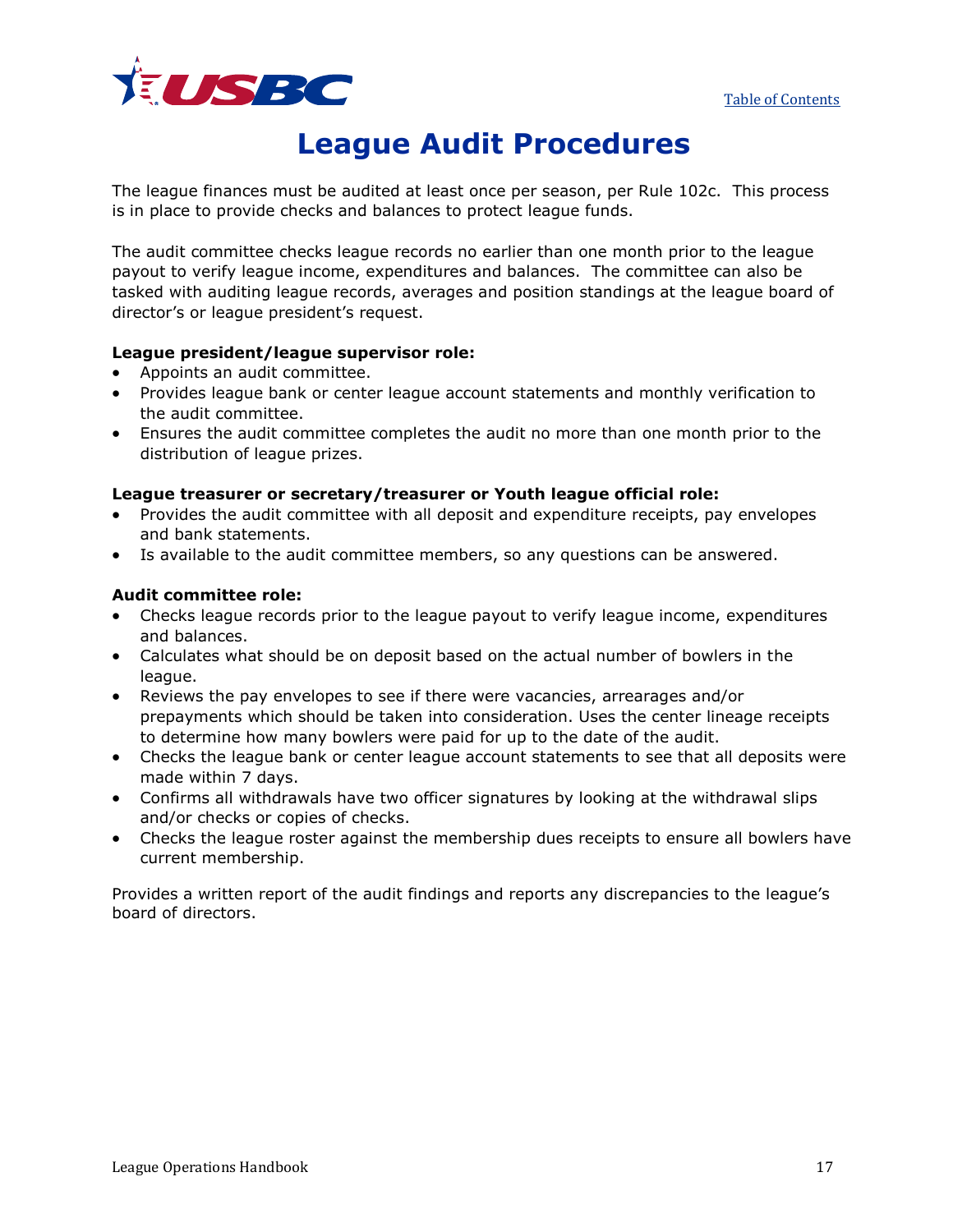# League Audit Procedures

The league finances must be audited at least once per season, per Rule 102c. This process is in place to provide checks and balances to protect league funds.

The audit committee checks league records no earlier than one month prior to the league payout to verify league income, expenditures and balances. The committee can also be tasked with auditing league records, averages and position standings at the league board of director's or league president's request.

**League president/league supervisor role:**

- Appoints an audit committee.
- Provides league bank or center league account statements and monthly verification to the audit committee.
- Ensures the audit committee completes the audit no more than one month prior to the distribution of league prizes.

**League treasurer or secretary/treasurer or Youth league official role:**

- Provides the audit committee with all deposit and expenditure receipts, pay envelopes and bank statements.
- Is available to the audit committee members, so any questions can be answered.

**Audit committee role:**

- Checks league records prior to the league payout to verify league income, expenditures and balances.
- Calculates what should be on deposit based on the actual number of bowlers in the league.
- Reviews the pay envelopes to see if there were vacancies, arrearages and/or prepayments which should be taken into consideration. Uses the center lineage receipts to determine how many bowlers were paid for up to the date of the audit.
- Checks the league bank or center league account statements to see that all deposits were made within 7 days.
- Confirms all withdrawals have two officer signatures by looking at the withdrawal slips and/or checks or copies of checks.
- Checks the league roster against the membership dues receipts to ensure all bowlers have current membership.

Provides a written report of the audit findings and reports any discrepancies to the league's board of directors.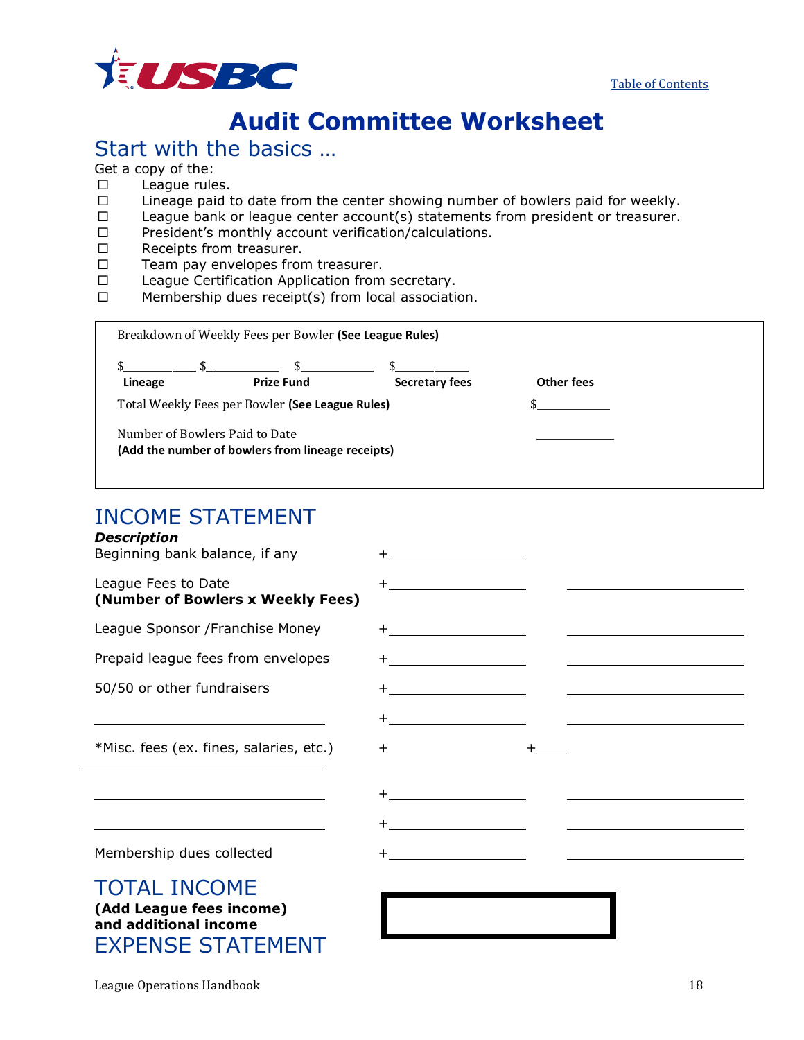# Audit Committee Worksheet

## Start with the basics …

Get a copy of the:

- ☐ League rules.
- ☐ Lineage paid to date from the center showing number of bowlers paid for weekly.
- ☐ League bank or league center account(s) statements from president or treasurer.
- ☐ President's monthly account verification/calculations.
- ☐ Receipts from treasurer.
- ☐ Team pay envelopes from treasurer.
- ☐ League Certification Application from secretary.
- ☐ Membership dues receipt(s) from local association.

Breakdown of Weekly Fees per Bowler **(See League Rules)**

| $\_\_\_\_\_\_\_\_\_\_ | $\_\_\_\_\_\_\_\_\_\_ | $\_\_\_\_\_\_\_\_\_\_ | $\_\_\_\_\_\_\_\_\_\_ |
|---|---|---|---|
| **Lineage** | **Prize Fund** | **Secretary fees** | **Other fees** |

Total Weekly Fees per Bowler **(See League Rules)** $\_\_\_\_\_\_\_\_\_\_

Number of Bowlers Paid to Date \_\_\_\_\_\_\_\_\_\_
**(Add the number of bowlers from lineage receipts)**

## INCOME STATEMENT

| ***Description*** | | |
|---|---|---|
| Beginning bank balance, if any | +\_\_\_\_\_\_\_\_\_\_ | |
| League Fees to Date **(Number of Bowlers x Weekly Fees)** | +\_\_\_\_\_\_\_\_\_\_ | \_\_\_\_\_\_\_\_\_\_ |
| League Sponsor /Franchise Money | +\_\_\_\_\_\_\_\_\_\_ | \_\_\_\_\_\_\_\_\_\_ |
| Prepaid league fees from envelopes | +\_\_\_\_\_\_\_\_\_\_ | \_\_\_\_\_\_\_\_\_\_ |
| 50/50 or other fundraisers | +\_\_\_\_\_\_\_\_\_\_ | \_\_\_\_\_\_\_\_\_\_ |
| \_\_\_\_\_\_\_\_\_\_ | +\_\_\_\_\_\_\_\_\_\_ | \_\_\_\_\_\_\_\_\_\_ |
| *Misc. fees (ex. fines, salaries, etc.) | + | +\_\_\_\_ |
| \_\_\_\_\_\_\_\_\_\_ | | |
| \_\_\_\_\_\_\_\_\_\_ | +\_\_\_\_\_\_\_\_\_\_ | \_\_\_\_\_\_\_\_\_\_ |
| \_\_\_\_\_\_\_\_\_\_ | +\_\_\_\_\_\_\_\_\_\_ | \_\_\_\_\_\_\_\_\_\_ |
| Membership dues collected | +\_\_\_\_\_\_\_\_\_\_ | \_\_\_\_\_\_\_\_\_\_ |

## TOTAL INCOME

**(Add League fees income) and additional income**

[ ]

## EXPENSE STATEMENT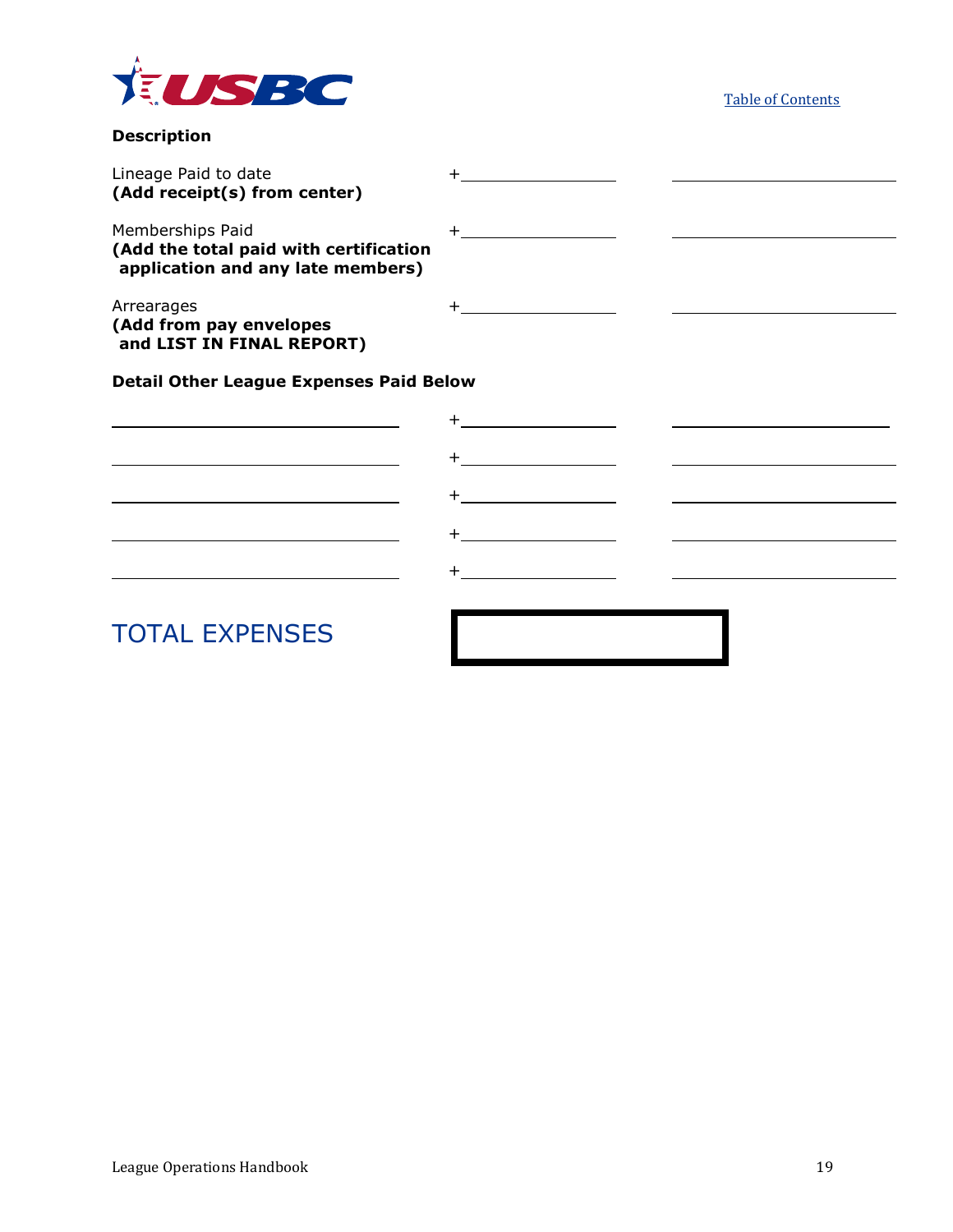**Description**

| | | |
|---|---|---|
| Lineage Paid to date **(Add receipt(s) from center)** | + ________ | ________ |
| Memberships Paid **(Add the total paid with certification application and any late members)** | + ________ | ________ |
| Arrearages **(Add from pay envelopes and LIST IN FINAL REPORT)** | + ________ | ________ |

**Detail Other League Expenses Paid Below**

| | | |
|---|---|---|
| ________ | + ________ | ________ |
| ________ | + ________ | ________ |
| ________ | + ________ | ________ |
| ________ | + ________ | ________ |
| ________ | + ________ | ________ |

## TOTAL EXPENSES

| |
|---|
| |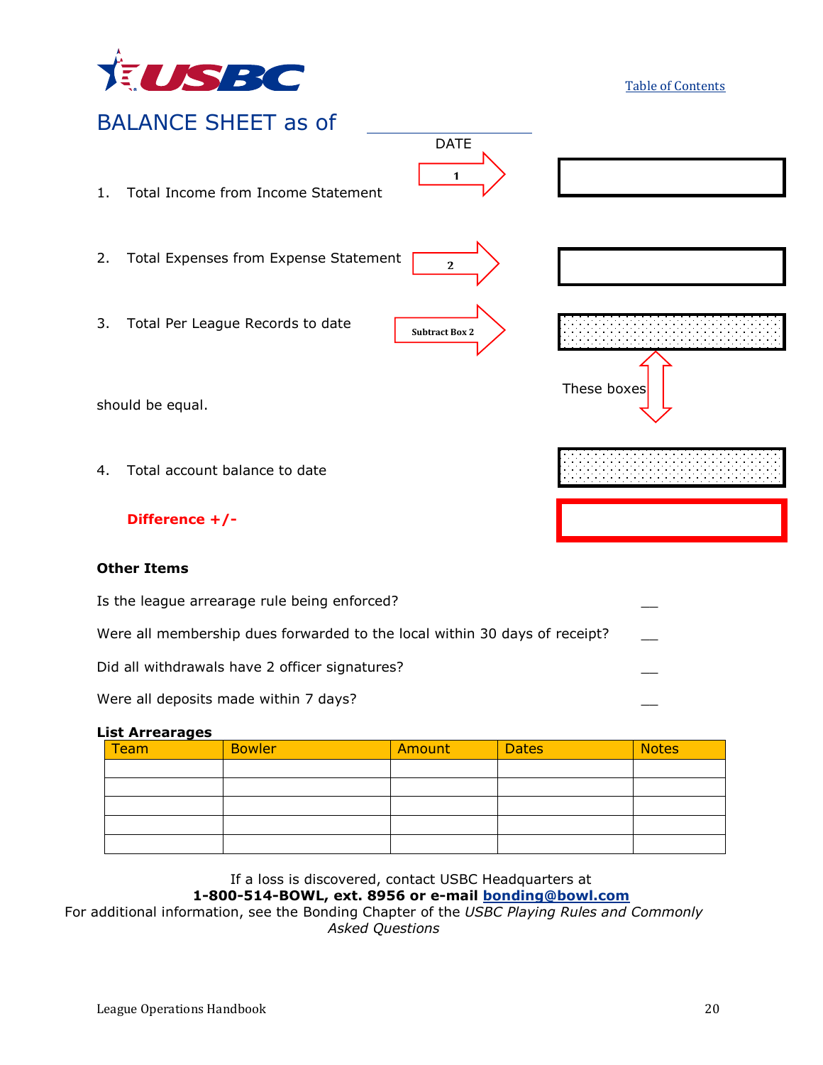Table of Contents

# BALANCE SHEET as of ______________

DATE

1. Total Income from Income Statement → 1 → [ ]

2. Total Expenses from Expense Statement → 2 → [ ]

3. Total Per League Records to date → Subtract Box 2 → [ ]

These boxes should be equal.

4. Total account balance to date [ ]

**Difference +/-** [ ]

**Other Items**

Is the league arrearage rule being enforced? ___

Were all membership dues forwarded to the local within 30 days of receipt? ___

Did all withdrawals have 2 officer signatures? ___

Were all deposits made within 7 days? ___

**List Arrearages**

| Team | Bowler | Amount | Dates | Notes |
|---|---|---|---|---|
| | | | | |
| | | | | |
| | | | | |
| | | | | |
| | | | | |

If a loss is discovered, contact USBC Headquarters at
**1-800-514-BOWL, ext. 8956 or e-mail bonding@bowl.com**
For additional information, see the Bonding Chapter of the *USBC Playing Rules and Commonly Asked Questions*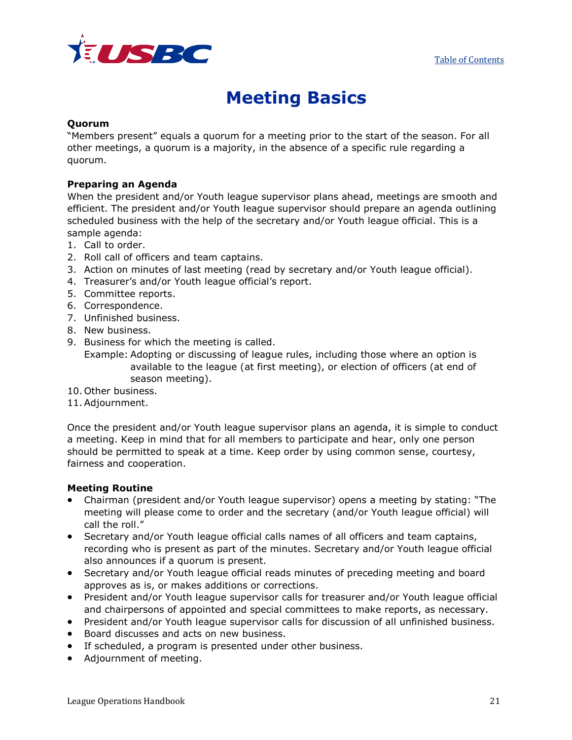# Meeting Basics

**Quorum**
"Members present" equals a quorum for a meeting prior to the start of the season. For all other meetings, a quorum is a majority, in the absence of a specific rule regarding a quorum.

**Preparing an Agenda**
When the president and/or Youth league supervisor plans ahead, meetings are smooth and efficient. The president and/or Youth league supervisor should prepare an agenda outlining scheduled business with the help of the secretary and/or Youth league official. This is a sample agenda:

1. Call to order.
2. Roll call of officers and team captains.
3. Action on minutes of last meeting (read by secretary and/or Youth league official).
4. Treasurer's and/or Youth league official's report.
5. Committee reports.
6. Correspondence.
7. Unfinished business.
8. New business.
9. Business for which the meeting is called.
   Example: Adopting or discussing of league rules, including those where an option is available to the league (at first meeting), or election of officers (at end of season meeting).
10. Other business.
11. Adjournment.

Once the president and/or Youth league supervisor plans an agenda, it is simple to conduct a meeting. Keep in mind that for all members to participate and hear, only one person should be permitted to speak at a time. Keep order by using common sense, courtesy, fairness and cooperation.

**Meeting Routine**

- Chairman (president and/or Youth league supervisor) opens a meeting by stating: "The meeting will please come to order and the secretary (and/or Youth league official) will call the roll."
- Secretary and/or Youth league official calls names of all officers and team captains, recording who is present as part of the minutes. Secretary and/or Youth league official also announces if a quorum is present.
- Secretary and/or Youth league official reads minutes of preceding meeting and board approves as is, or makes additions or corrections.
- President and/or Youth league supervisor calls for treasurer and/or Youth league official and chairpersons of appointed and special committees to make reports, as necessary.
- President and/or Youth league supervisor calls for discussion of all unfinished business.
- Board discusses and acts on new business.
- If scheduled, a program is presented under other business.
- Adjournment of meeting.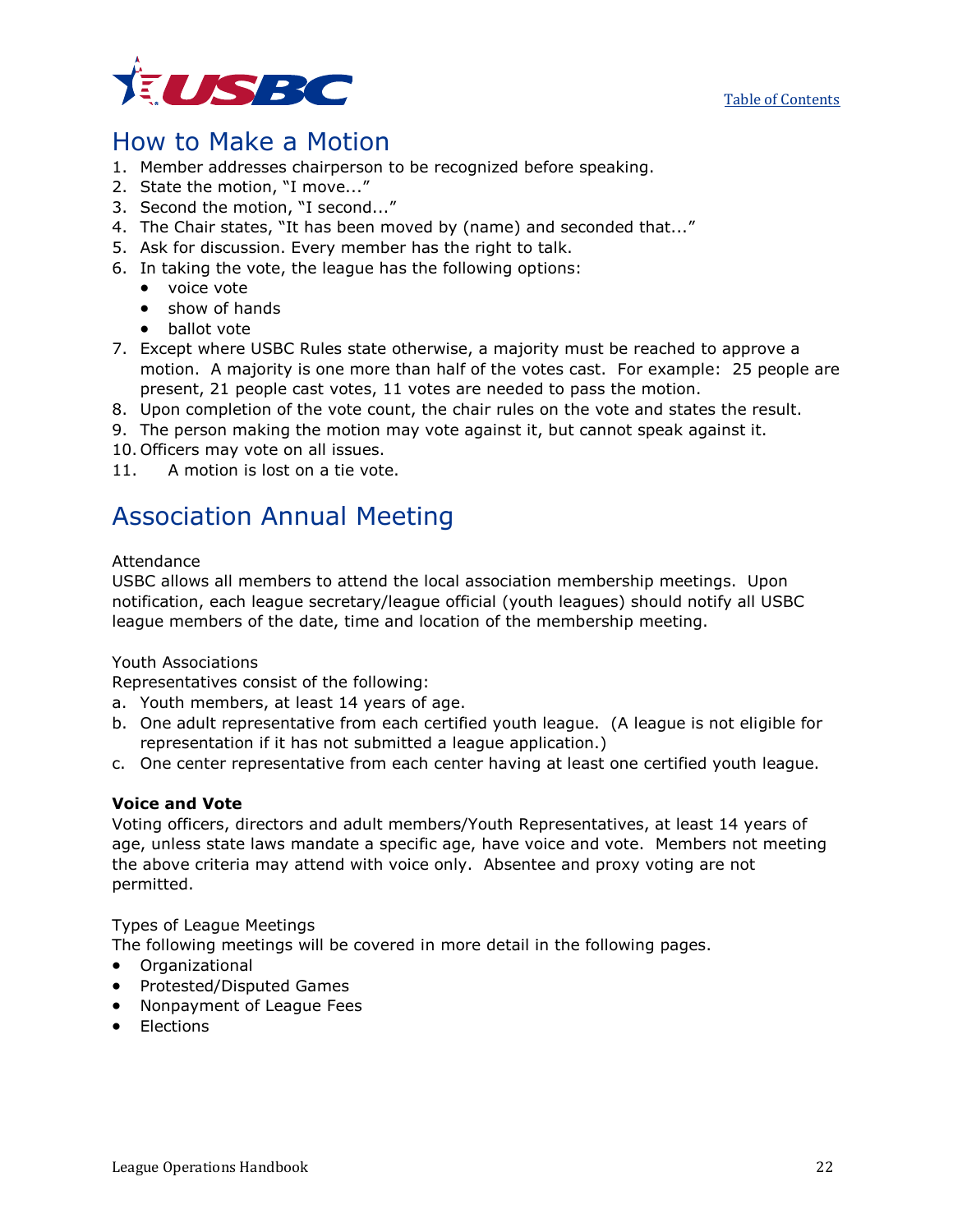## How to Make a Motion

1. Member addresses chairperson to be recognized before speaking.
2. State the motion, "I move..."
3. Second the motion, "I second..."
4. The Chair states, "It has been moved by (name) and seconded that..."
5. Ask for discussion. Every member has the right to talk.
6. In taking the vote, the league has the following options:
   - voice vote
   - show of hands
   - ballot vote
7. Except where USBC Rules state otherwise, a majority must be reached to approve a motion. A majority is one more than half of the votes cast. For example: 25 people are present, 21 people cast votes, 11 votes are needed to pass the motion.
8. Upon completion of the vote count, the chair rules on the vote and states the result.
9. The person making the motion may vote against it, but cannot speak against it.
10. Officers may vote on all issues.
11. A motion is lost on a tie vote.

## Association Annual Meeting

Attendance
USBC allows all members to attend the local association membership meetings. Upon notification, each league secretary/league official (youth leagues) should notify all USBC league members of the date, time and location of the membership meeting.

Youth Associations
Representatives consist of the following:

a. Youth members, at least 14 years of age.
b. One adult representative from each certified youth league. (A league is not eligible for representation if it has not submitted a league application.)
c. One center representative from each center having at least one certified youth league.

**Voice and Vote**
Voting officers, directors and adult members/Youth Representatives, at least 14 years of age, unless state laws mandate a specific age, have voice and vote. Members not meeting the above criteria may attend with voice only. Absentee and proxy voting are not permitted.

Types of League Meetings
The following meetings will be covered in more detail in the following pages.

- Organizational
- Protested/Disputed Games
- Nonpayment of League Fees
- Elections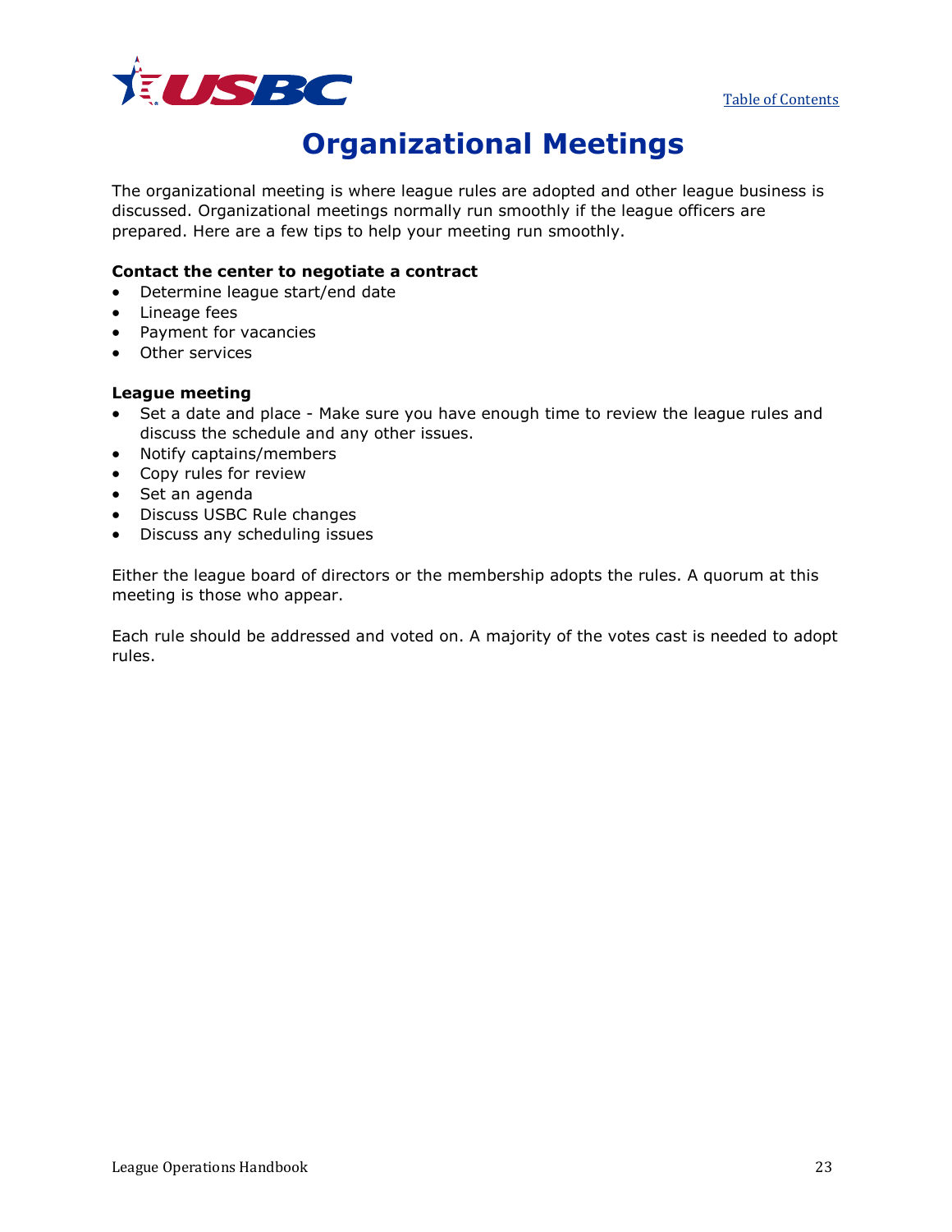# Organizational Meetings

The organizational meeting is where league rules are adopted and other league business is discussed. Organizational meetings normally run smoothly if the league officers are prepared. Here are a few tips to help your meeting run smoothly.

**Contact the center to negotiate a contract**

- Determine league start/end date
- Lineage fees
- Payment for vacancies
- Other services

**League meeting**

- Set a date and place - Make sure you have enough time to review the league rules and discuss the schedule and any other issues.
- Notify captains/members
- Copy rules for review
- Set an agenda
- Discuss USBC Rule changes
- Discuss any scheduling issues

Either the league board of directors or the membership adopts the rules. A quorum at this meeting is those who appear.

Each rule should be addressed and voted on. A majority of the votes cast is needed to adopt rules.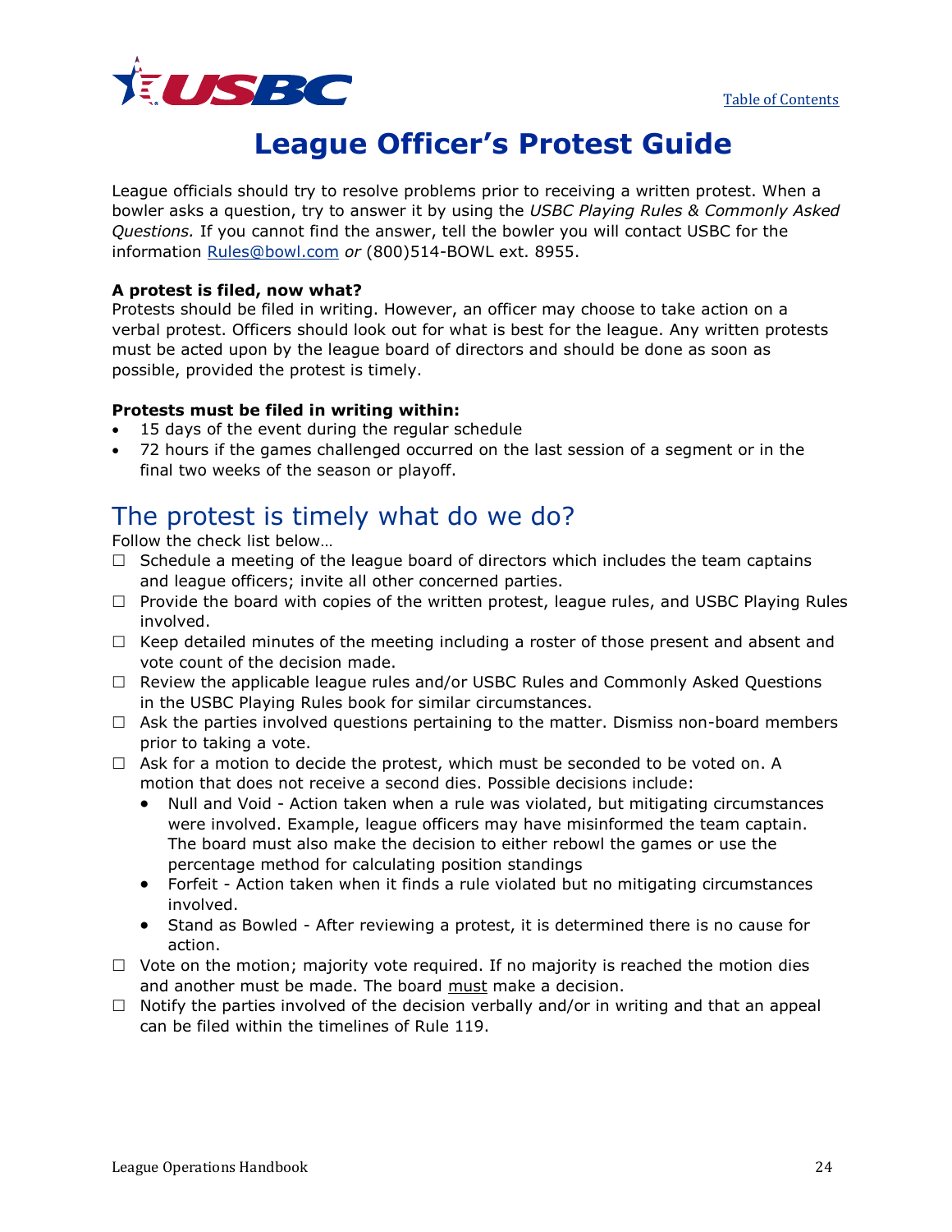# League Officer's Protest Guide

League officials should try to resolve problems prior to receiving a written protest. When a bowler asks a question, try to answer it by using the *USBC Playing Rules & Commonly Asked Questions.* If you cannot find the answer, tell the bowler you will contact USBC for the information Rules@bowl.com *or* (800)514-BOWL ext. 8955.

**A protest is filed, now what?**
Protests should be filed in writing. However, an officer may choose to take action on a verbal protest. Officers should look out for what is best for the league. Any written protests must be acted upon by the league board of directors and should be done as soon as possible, provided the protest is timely.

**Protests must be filed in writing within:**

- 15 days of the event during the regular schedule
- 72 hours if the games challenged occurred on the last session of a segment or in the final two weeks of the season or playoff.

## The protest is timely what do we do?

Follow the check list below…

- ☐ Schedule a meeting of the league board of directors which includes the team captains and league officers; invite all other concerned parties.
- ☐ Provide the board with copies of the written protest, league rules, and USBC Playing Rules involved.
- ☐ Keep detailed minutes of the meeting including a roster of those present and absent and vote count of the decision made.
- ☐ Review the applicable league rules and/or USBC Rules and Commonly Asked Questions in the USBC Playing Rules book for similar circumstances.
- ☐ Ask the parties involved questions pertaining to the matter. Dismiss non-board members prior to taking a vote.
- ☐ Ask for a motion to decide the protest, which must be seconded to be voted on. A motion that does not receive a second dies. Possible decisions include:
  - Null and Void - Action taken when a rule was violated, but mitigating circumstances were involved. Example, league officers may have misinformed the team captain. The board must also make the decision to either rebowl the games or use the percentage method for calculating position standings
  - Forfeit - Action taken when it finds a rule violated but no mitigating circumstances involved.
  - Stand as Bowled - After reviewing a protest, it is determined there is no cause for action.
- ☐ Vote on the motion; majority vote required. If no majority is reached the motion dies and another must be made. The board <u>must</u> make a decision.
- ☐ Notify the parties involved of the decision verbally and/or in writing and that an appeal can be filed within the timelines of Rule 119.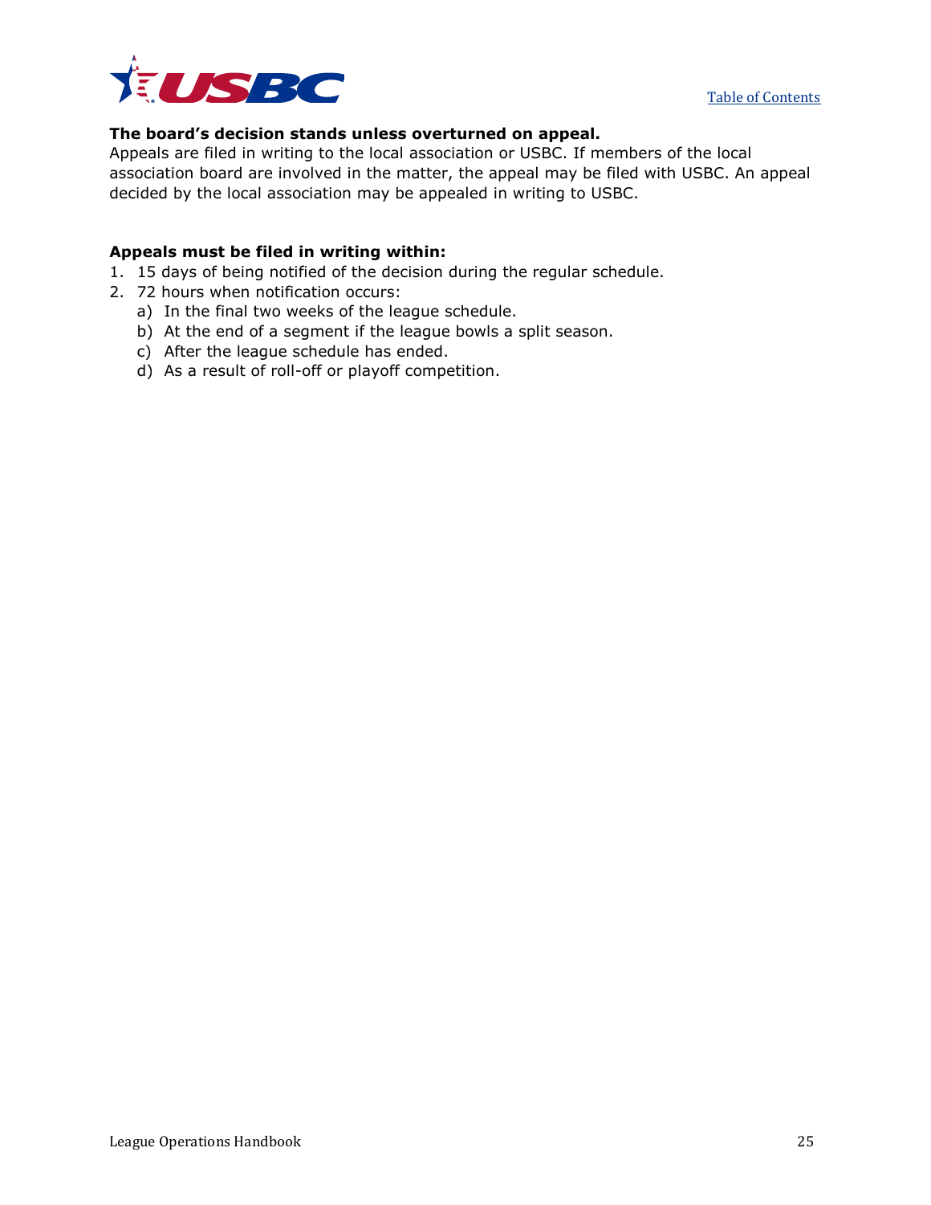**The board's decision stands unless overturned on appeal.**
Appeals are filed in writing to the local association or USBC. If members of the local association board are involved in the matter, the appeal may be filed with USBC. An appeal decided by the local association may be appealed in writing to USBC.

**Appeals must be filed in writing within:**

1. 15 days of being notified of the decision during the regular schedule.
2. 72 hours when notification occurs:
   a) In the final two weeks of the league schedule.
   b) At the end of a segment if the league bowls a split season.
   c) After the league schedule has ended.
   d) As a result of roll-off or playoff competition.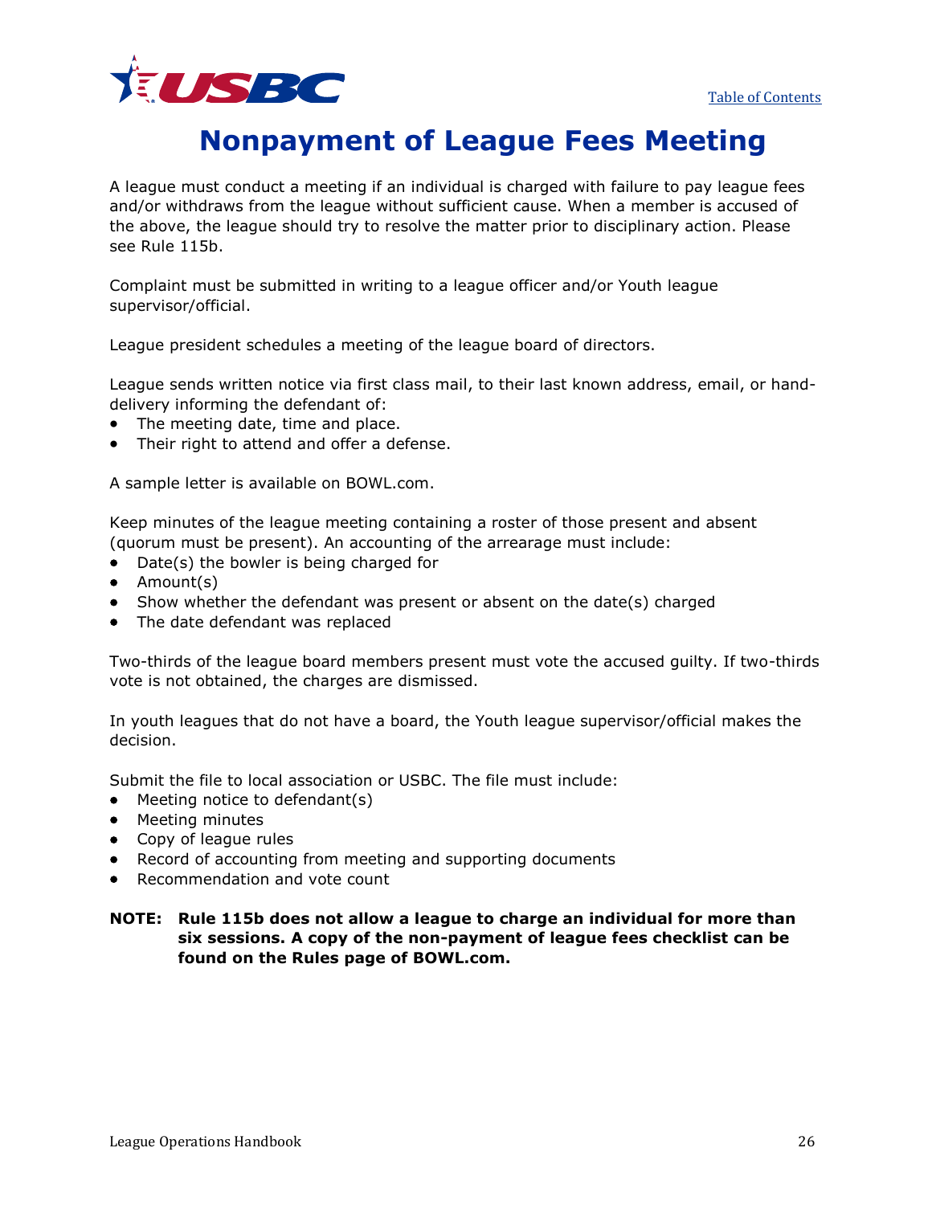# Nonpayment of League Fees Meeting

A league must conduct a meeting if an individual is charged with failure to pay league fees and/or withdraws from the league without sufficient cause. When a member is accused of the above, the league should try to resolve the matter prior to disciplinary action. Please see Rule 115b.

Complaint must be submitted in writing to a league officer and/or Youth league supervisor/official.

League president schedules a meeting of the league board of directors.

League sends written notice via first class mail, to their last known address, email, or hand-delivery informing the defendant of:

- The meeting date, time and place.
- Their right to attend and offer a defense.

A sample letter is available on BOWL.com.

Keep minutes of the league meeting containing a roster of those present and absent (quorum must be present). An accounting of the arrearage must include:

- Date(s) the bowler is being charged for
- Amount(s)
- Show whether the defendant was present or absent on the date(s) charged
- The date defendant was replaced

Two-thirds of the league board members present must vote the accused guilty. If two-thirds vote is not obtained, the charges are dismissed.

In youth leagues that do not have a board, the Youth league supervisor/official makes the decision.

Submit the file to local association or USBC. The file must include:

- Meeting notice to defendant(s)
- Meeting minutes
- Copy of league rules
- Record of accounting from meeting and supporting documents
- Recommendation and vote count

**NOTE: Rule 115b does not allow a league to charge an individual for more than six sessions. A copy of the non-payment of league fees checklist can be found on the Rules page of BOWL.com.**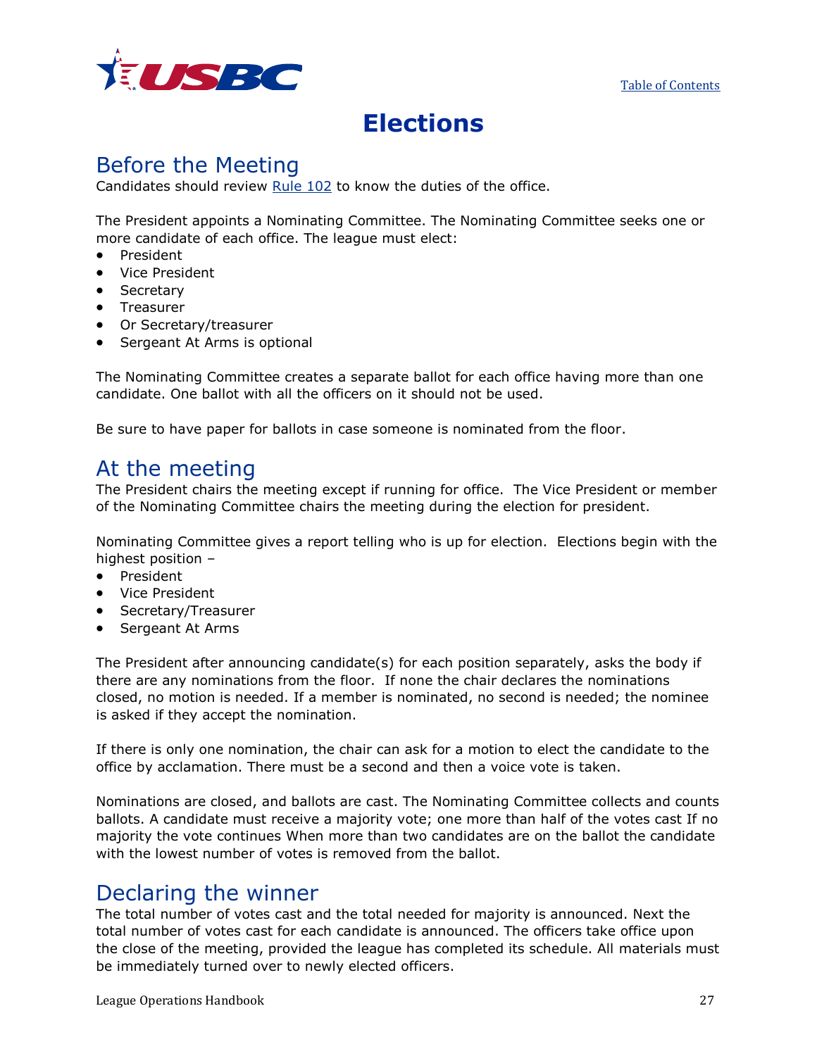# Elections

## Before the Meeting

Candidates should review Rule 102 to know the duties of the office.

The President appoints a Nominating Committee. The Nominating Committee seeks one or more candidate of each office. The league must elect:

- President
- Vice President
- Secretary
- Treasurer
- Or Secretary/treasurer
- Sergeant At Arms is optional

The Nominating Committee creates a separate ballot for each office having more than one candidate. One ballot with all the officers on it should not be used.

Be sure to have paper for ballots in case someone is nominated from the floor.

## At the meeting

The President chairs the meeting except if running for office. The Vice President or member of the Nominating Committee chairs the meeting during the election for president.

Nominating Committee gives a report telling who is up for election. Elections begin with the highest position –

- President
- Vice President
- Secretary/Treasurer
- Sergeant At Arms

The President after announcing candidate(s) for each position separately, asks the body if there are any nominations from the floor. If none the chair declares the nominations closed, no motion is needed. If a member is nominated, no second is needed; the nominee is asked if they accept the nomination.

If there is only one nomination, the chair can ask for a motion to elect the candidate to the office by acclamation. There must be a second and then a voice vote is taken.

Nominations are closed, and ballots are cast. The Nominating Committee collects and counts ballots. A candidate must receive a majority vote; one more than half of the votes cast If no majority the vote continues When more than two candidates are on the ballot the candidate with the lowest number of votes is removed from the ballot.

## Declaring the winner

The total number of votes cast and the total needed for majority is announced. Next the total number of votes cast for each candidate is announced. The officers take office upon the close of the meeting, provided the league has completed its schedule. All materials must be immediately turned over to newly elected officers.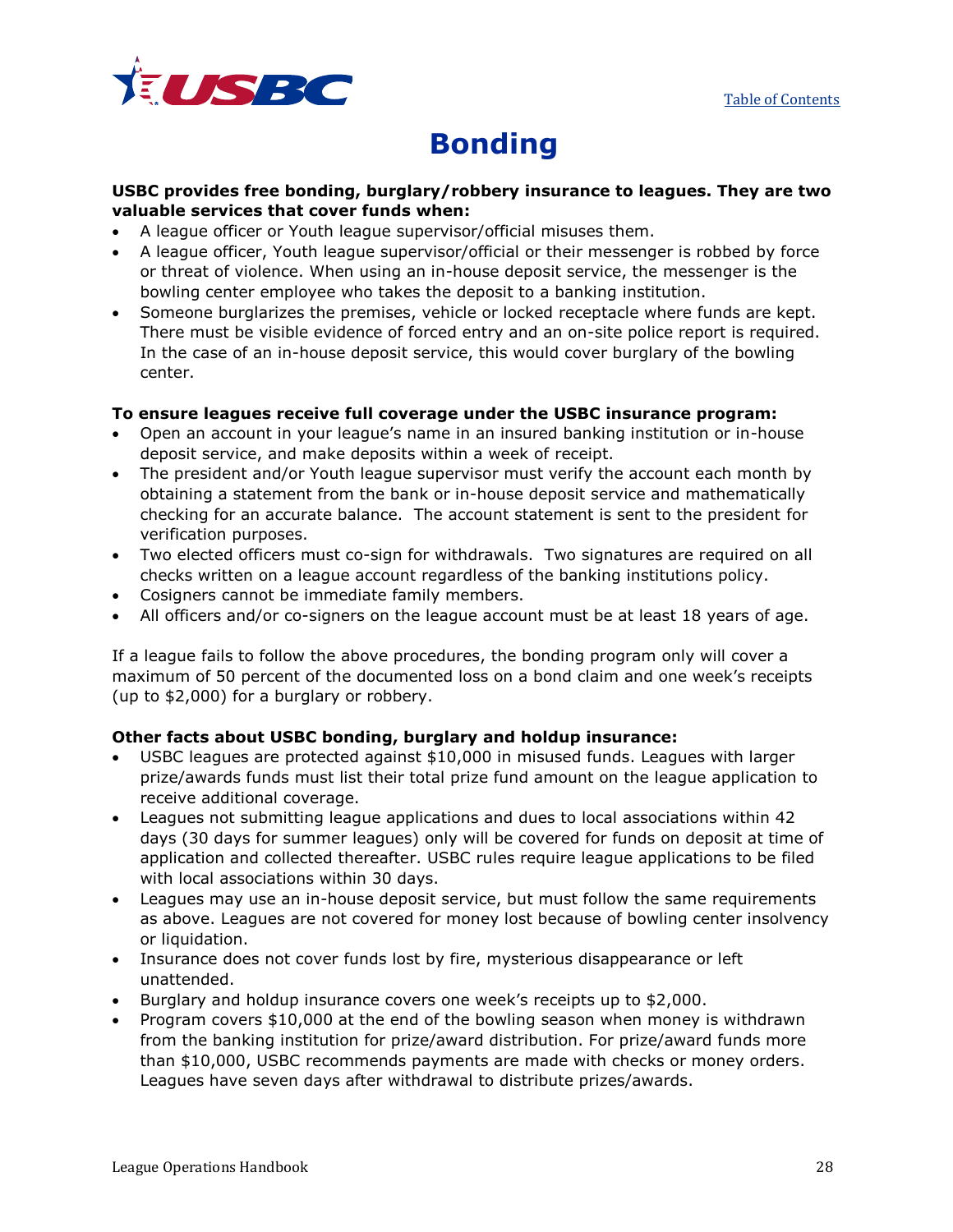# Bonding

**USBC provides free bonding, burglary/robbery insurance to leagues. They are two valuable services that cover funds when:**

- A league officer or Youth league supervisor/official misuses them.
- A league officer, Youth league supervisor/official or their messenger is robbed by force or threat of violence. When using an in-house deposit service, the messenger is the bowling center employee who takes the deposit to a banking institution.
- Someone burglarizes the premises, vehicle or locked receptacle where funds are kept. There must be visible evidence of forced entry and an on-site police report is required. In the case of an in-house deposit service, this would cover burglary of the bowling center.

**To ensure leagues receive full coverage under the USBC insurance program:**

- Open an account in your league's name in an insured banking institution or in-house deposit service, and make deposits within a week of receipt.
- The president and/or Youth league supervisor must verify the account each month by obtaining a statement from the bank or in-house deposit service and mathematically checking for an accurate balance. The account statement is sent to the president for verification purposes.
- Two elected officers must co-sign for withdrawals. Two signatures are required on all checks written on a league account regardless of the banking institutions policy.
- Cosigners cannot be immediate family members.
- All officers and/or co-signers on the league account must be at least 18 years of age.

If a league fails to follow the above procedures, the bonding program only will cover a maximum of 50 percent of the documented loss on a bond claim and one week's receipts (up to $2,000) for a burglary or robbery.

**Other facts about USBC bonding, burglary and holdup insurance:**

- USBC leagues are protected against $10,000 in misused funds. Leagues with larger prize/awards funds must list their total prize fund amount on the league application to receive additional coverage.
- Leagues not submitting league applications and dues to local associations within 42 days (30 days for summer leagues) only will be covered for funds on deposit at time of application and collected thereafter. USBC rules require league applications to be filed with local associations within 30 days.
- Leagues may use an in-house deposit service, but must follow the same requirements as above. Leagues are not covered for money lost because of bowling center insolvency or liquidation.
- Insurance does not cover funds lost by fire, mysterious disappearance or left unattended.
- Burglary and holdup insurance covers one week's receipts up to $2,000.
- Program covers $10,000 at the end of the bowling season when money is withdrawn from the banking institution for prize/award distribution. For prize/award funds more than $10,000, USBC recommends payments are made with checks or money orders. Leagues have seven days after withdrawal to distribute prizes/awards.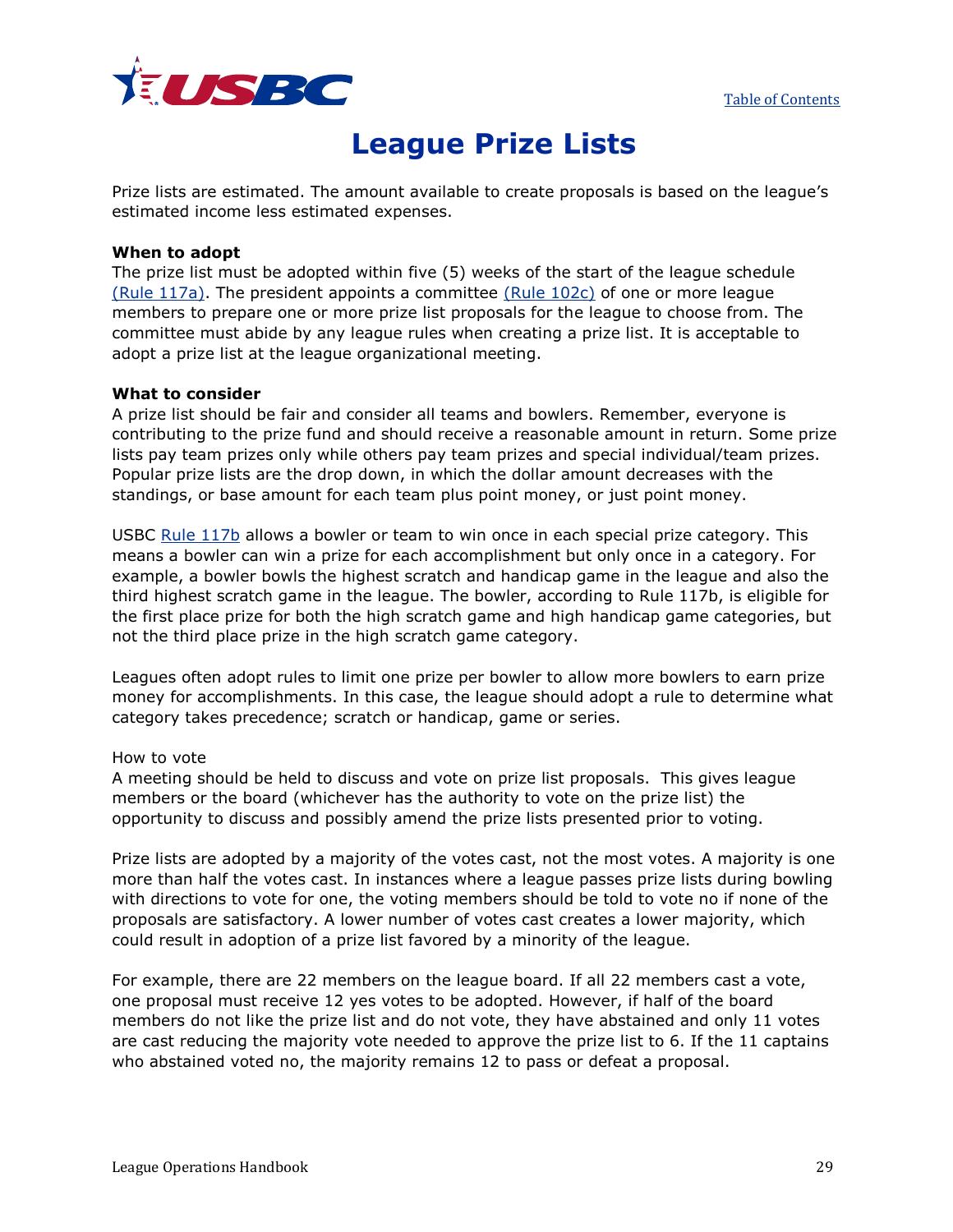# League Prize Lists

Prize lists are estimated. The amount available to create proposals is based on the league's estimated income less estimated expenses.

**When to adopt**

The prize list must be adopted within five (5) weeks of the start of the league schedule (Rule 117a). The president appoints a committee (Rule 102c) of one or more league members to prepare one or more prize list proposals for the league to choose from. The committee must abide by any league rules when creating a prize list. It is acceptable to adopt a prize list at the league organizational meeting.

**What to consider**

A prize list should be fair and consider all teams and bowlers. Remember, everyone is contributing to the prize fund and should receive a reasonable amount in return. Some prize lists pay team prizes only while others pay team prizes and special individual/team prizes. Popular prize lists are the drop down, in which the dollar amount decreases with the standings, or base amount for each team plus point money, or just point money.

USBC Rule 117b allows a bowler or team to win once in each special prize category. This means a bowler can win a prize for each accomplishment but only once in a category. For example, a bowler bowls the highest scratch and handicap game in the league and also the third highest scratch game in the league. The bowler, according to Rule 117b, is eligible for the first place prize for both the high scratch game and high handicap game categories, but not the third place prize in the high scratch game category.

Leagues often adopt rules to limit one prize per bowler to allow more bowlers to earn prize money for accomplishments. In this case, the league should adopt a rule to determine what category takes precedence; scratch or handicap, game or series.

How to vote

A meeting should be held to discuss and vote on prize list proposals. This gives league members or the board (whichever has the authority to vote on the prize list) the opportunity to discuss and possibly amend the prize lists presented prior to voting.

Prize lists are adopted by a majority of the votes cast, not the most votes. A majority is one more than half the votes cast. In instances where a league passes prize lists during bowling with directions to vote for one, the voting members should be told to vote no if none of the proposals are satisfactory. A lower number of votes cast creates a lower majority, which could result in adoption of a prize list favored by a minority of the league.

For example, there are 22 members on the league board. If all 22 members cast a vote, one proposal must receive 12 yes votes to be adopted. However, if half of the board members do not like the prize list and do not vote, they have abstained and only 11 votes are cast reducing the majority vote needed to approve the prize list to 6. If the 11 captains who abstained voted no, the majority remains 12 to pass or defeat a proposal.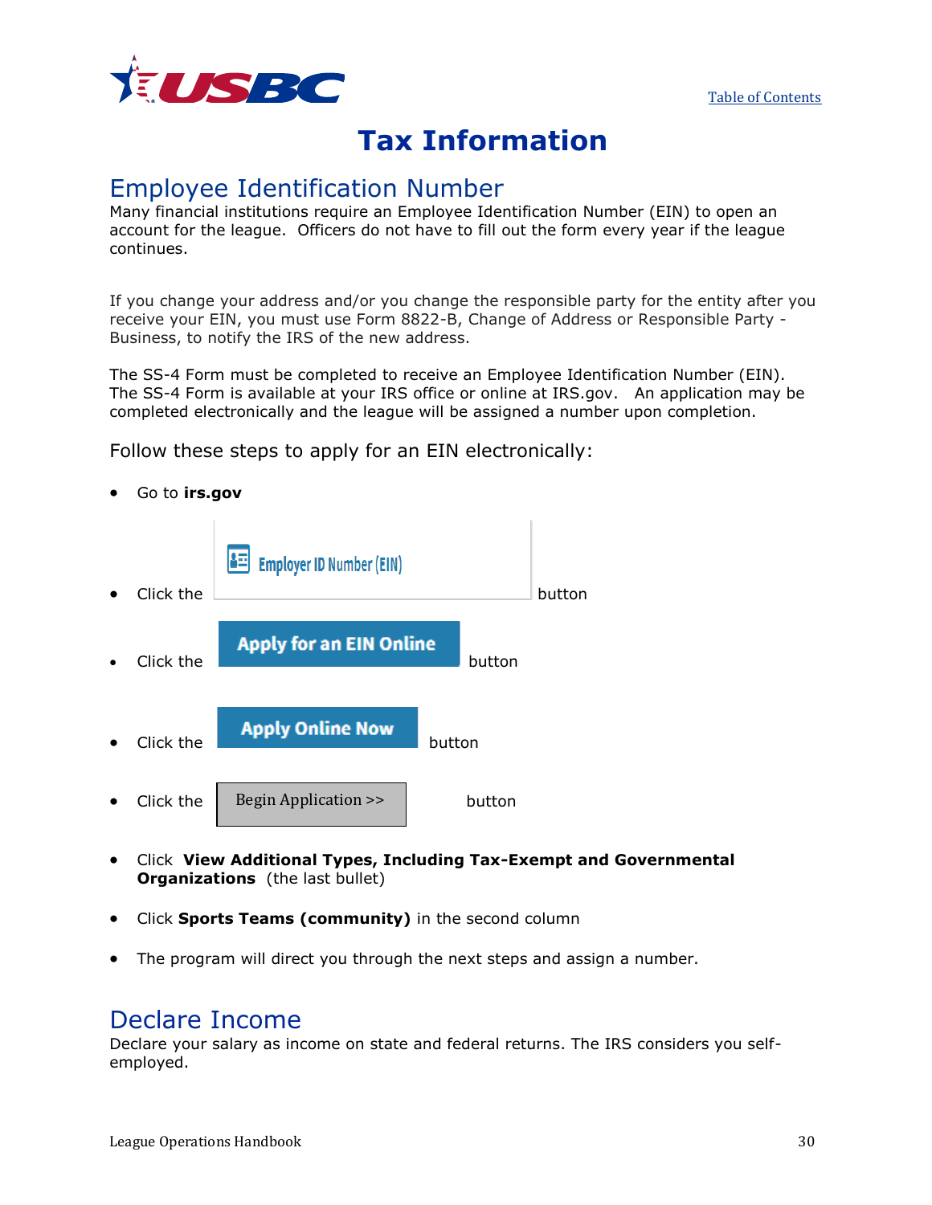# Tax Information

## Employee Identification Number

Many financial institutions require an Employee Identification Number (EIN) to open an account for the league. Officers do not have to fill out the form every year if the league continues.

If you change your address and/or you change the responsible party for the entity after you receive your EIN, you must use Form 8822-B, Change of Address or Responsible Party - Business, to notify the IRS of the new address.

The SS-4 Form must be completed to receive an Employee Identification Number (EIN). The SS-4 Form is available at your IRS office or online at IRS.gov. An application may be completed electronically and the league will be assigned a number upon completion.

### Follow these steps to apply for an EIN electronically:

- Go to **irs.gov**
- Click the Employer ID Number (EIN) button
- Click the Apply for an EIN Online button
- Click the Apply Online Now button
- Click the Begin Application >> button
- Click **View Additional Types, Including Tax-Exempt and Governmental Organizations** (the last bullet)
- Click **Sports Teams (community)** in the second column
- The program will direct you through the next steps and assign a number.

## Declare Income

Declare your salary as income on state and federal returns. The IRS considers you self-employed.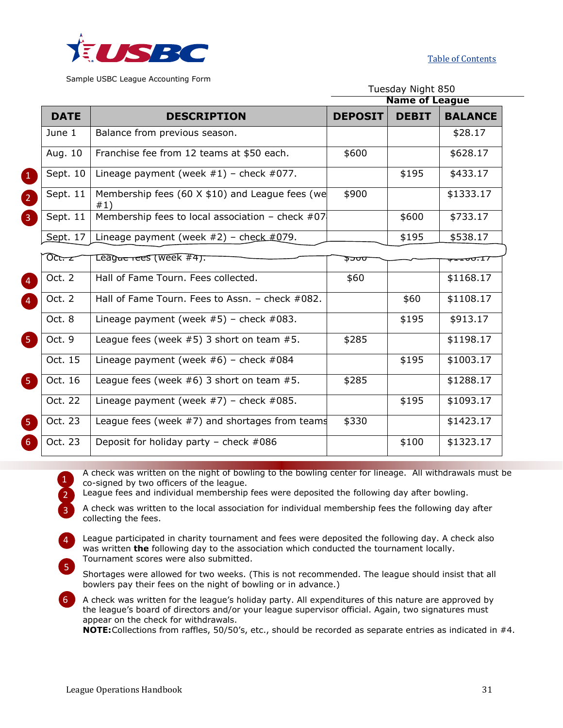Sample USBC League Accounting Form

Tuesday Night 850
**Name of League**

| | DATE | DESCRIPTION | DEPOSIT | DEBIT | BALANCE |
|---|---|---|---|---|---|
| | June 1 | Balance from previous season. | | | $28.17 |
| | Aug. 10 | Franchise fee from 12 teams at $50 each. | $600 | | $628.17 |
| 1 | Sept. 10 | Lineage payment (week #1) – check #077. | | $195 | $433.17 |
| 2 | Sept. 11 | Membership fees (60 X $10) and League fees (we #1) | $900 | | $1333.17 |
| 3 | Sept. 11 | Membership fees to local association – check #07 | | $600 | $733.17 |
| | Sept. 17 | Lineage payment (week #2) – check #079. | | $195 | $538.17 |
| | Oct. 2 | League fees (week #4). | $300 | | $1108.17 |
| 4 | Oct. 2 | Hall of Fame Tourn. Fees collected. | $60 | | $1168.17 |
| 4 | Oct. 2 | Hall of Fame Tourn. Fees to Assn. – check #082. | | $60 | $1108.17 |
| | Oct. 8 | Lineage payment (week #5) – check #083. | | $195 | $913.17 |
| 5 | Oct. 9 | League fees (week #5) 3 short on team #5. | $285 | | $1198.17 |
| | Oct. 15 | Lineage payment (week #6) – check #084 | | $195 | $1003.17 |
| 5 | Oct. 16 | League fees (week #6) 3 short on team #5. | $285 | | $1288.17 |
| | Oct. 22 | Lineage payment (week #7) – check #085. | | $195 | $1093.17 |
| 5 | Oct. 23 | League fees (week #7) and shortages from teams | $330 | | $1423.17 |
| 6 | Oct. 23 | Deposit for holiday party – check #086 | | $100 | $1323.17 |

1. A check was written on the night of bowling to the bowling center for lineage. All withdrawals must be co-signed by two officers of the league.
2. League fees and individual membership fees were deposited the following day after bowling.
3. A check was written to the local association for individual membership fees the following day after collecting the fees.
4. League participated in charity tournament and fees were deposited the following day. A check also was written **the** following day to the association which conducted the tournament locally. Tournament scores were also submitted.
5. Shortages were allowed for two weeks. (This is not recommended. The league should insist that all bowlers pay their fees on the night of bowling or in advance.)
6. A check was written for the league's holiday party. All expenditures of this nature are approved by the league's board of directors and/or your league supervisor official. Again, two signatures must appear on the check for withdrawals.

**NOTE:** Collections from raffles, 50/50's, etc., should be recorded as separate entries as indicated in #4.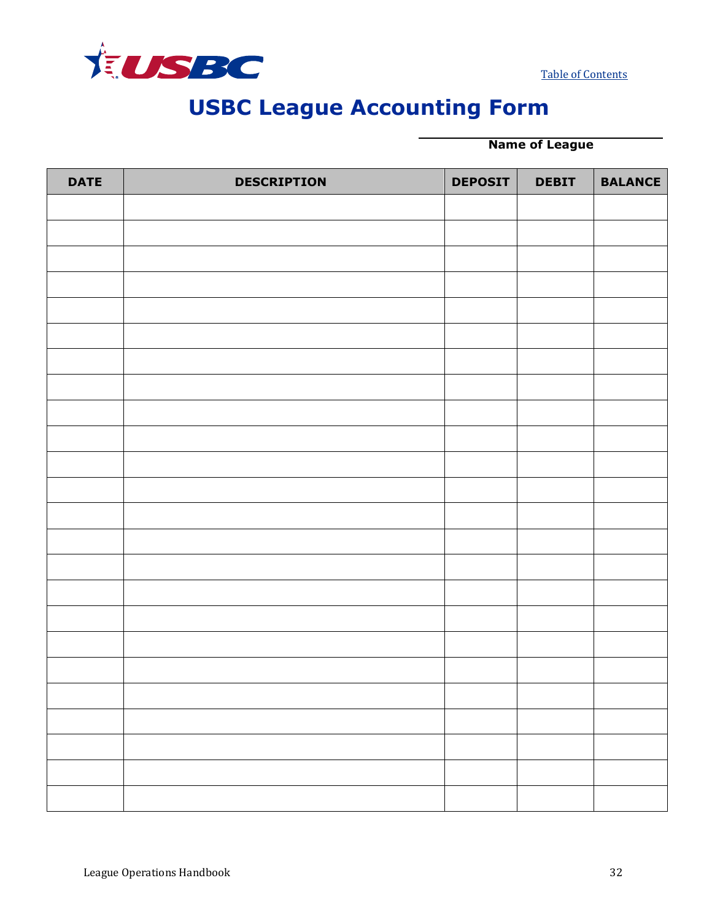# USBC League Accounting Form

______________________________
**Name of League**

| DATE | DESCRIPTION | DEPOSIT | DEBIT | BALANCE |
|---|---|---|---|---|
| | | | | |
| | | | | |
| | | | | |
| | | | | |
| | | | | |
| | | | | |
| | | | | |
| | | | | |
| | | | | |
| | | | | |
| | | | | |
| | | | | |
| | | | | |
| | | | | |
| | | | | |
| | | | | |
| | | | | |
| | | | | |
| | | | | |
| | | | | |
| | | | | |
| | | | | |
| | | | | |
| | | | | |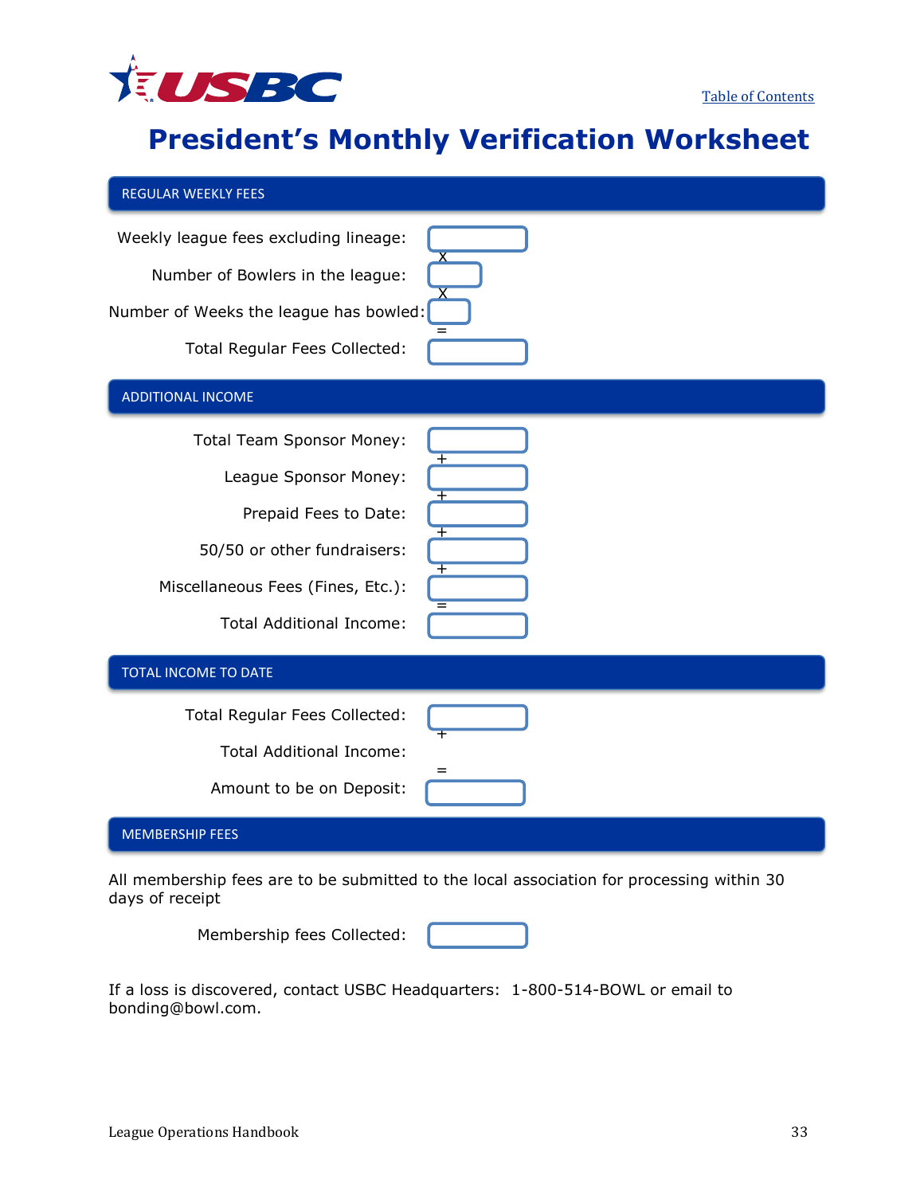[Table of Contents](#)

# President's Monthly Verification Worksheet

## REGULAR WEEKLY FEES

Weekly league fees excluding lineage: ______

X

Number of Bowlers in the league: ______

X

Number of Weeks the league has bowled: ______

=

Total Regular Fees Collected: ______

## ADDITIONAL INCOME

Total Team Sponsor Money: ______

\+

League Sponsor Money: ______

\+

Prepaid Fees to Date: ______

\+

50/50 or other fundraisers: ______

\+

Miscellaneous Fees (Fines, Etc.): ______

=

Total Additional Income: ______

## TOTAL INCOME TO DATE

Total Regular Fees Collected: ______

\+

Total Additional Income:

=

Amount to be on Deposit: ______

## MEMBERSHIP FEES

All membership fees are to be submitted to the local association for processing within 30 days of receipt

Membership fees Collected: ______

If a loss is discovered, contact USBC Headquarters: 1-800-514-BOWL or email to bonding@bowl.com.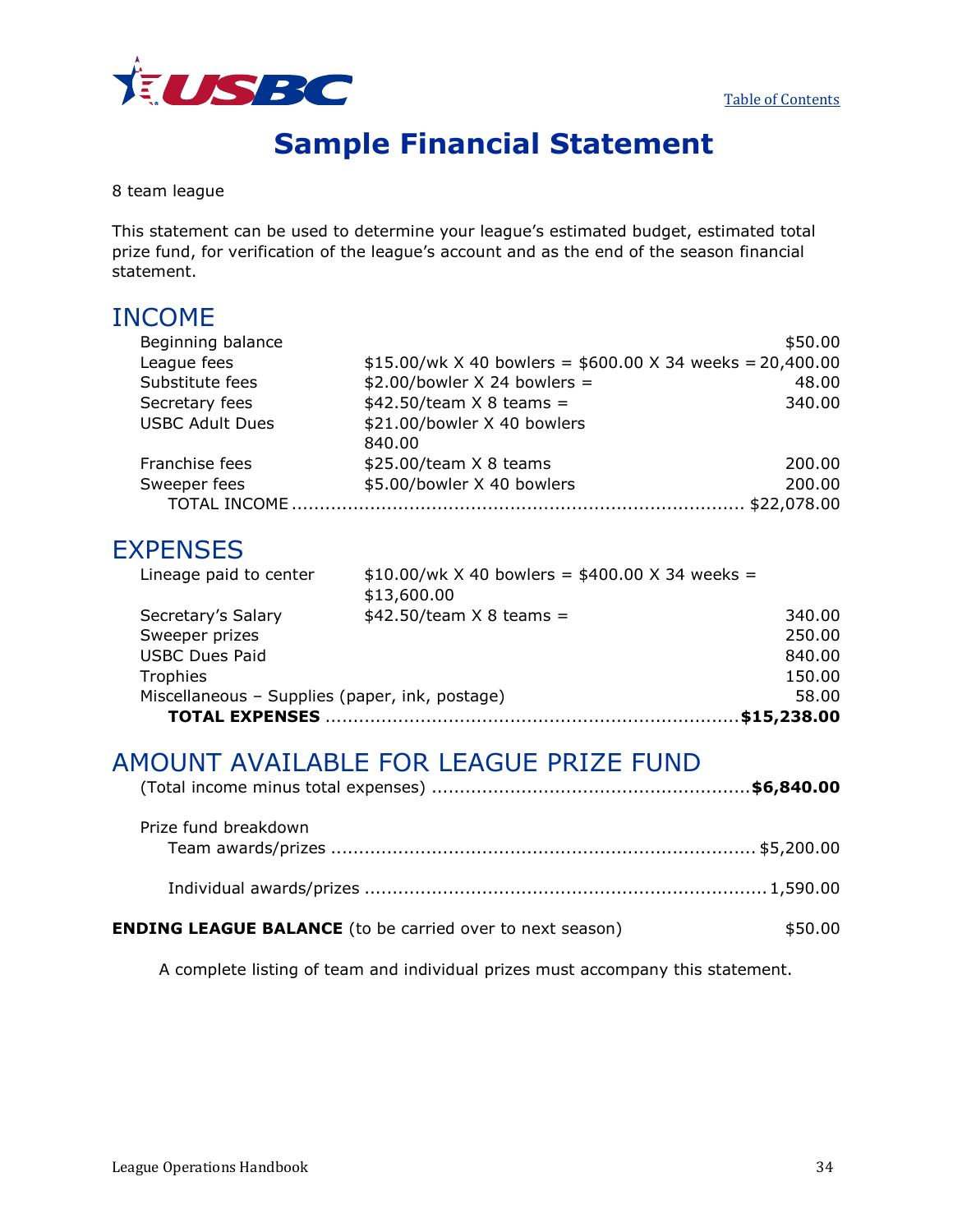# Sample Financial Statement

8 team league

This statement can be used to determine your league's estimated budget, estimated total prize fund, for verification of the league's account and as the end of the season financial statement.

## INCOME

| | | |
|---|---|---|
| Beginning balance | | $50.00 |
| League fees | $15.00/wk X 40 bowlers = $600.00 X 34 weeks = | 20,400.00 |
| Substitute fees | $2.00/bowler X 24 bowlers = | 48.00 |
| Secretary fees | $42.50/team X 8 teams = | 340.00 |
| USBC Adult Dues | $21.00/bowler X 40 bowlers 840.00 | |
| Franchise fees | $25.00/team X 8 teams | 200.00 |
| Sweeper fees | $5.00/bowler X 40 bowlers | 200.00 |
| TOTAL INCOME | | $22,078.00 |

## EXPENSES

| | | |
|---|---|---|
| Lineage paid to center | $10.00/wk X 40 bowlers = $400.00 X 34 weeks = $13,600.00 | |
| Secretary's Salary | $42.50/team X 8 teams = | 340.00 |
| Sweeper prizes | | 250.00 |
| USBC Dues Paid | | 840.00 |
| Trophies | | 150.00 |
| Miscellaneous – Supplies (paper, ink, postage) | | 58.00 |
| **TOTAL EXPENSES** | | **$15,238.00** |

## AMOUNT AVAILABLE FOR LEAGUE PRIZE FUND

(Total income minus total expenses) ........................................................ **$6,840.00**

Prize fund breakdown

Team awards/prizes ........................................................................... $5,200.00

Individual awards/prizes ...................................................................... 1,590.00

**ENDING LEAGUE BALANCE** (to be carried over to next season) $50.00

A complete listing of team and individual prizes must accompany this statement.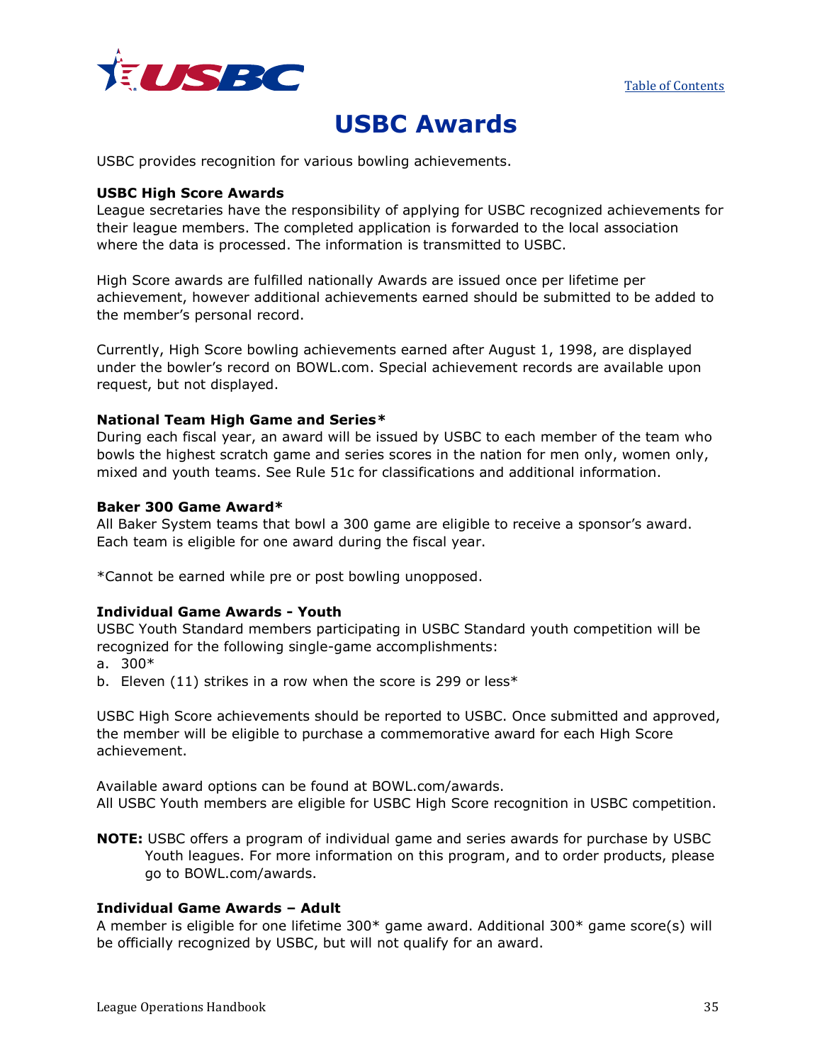# USBC Awards

USBC provides recognition for various bowling achievements.

**USBC High Score Awards**
League secretaries have the responsibility of applying for USBC recognized achievements for their league members. The completed application is forwarded to the local association where the data is processed. The information is transmitted to USBC.

High Score awards are fulfilled nationally Awards are issued once per lifetime per achievement, however additional achievements earned should be submitted to be added to the member's personal record.

Currently, High Score bowling achievements earned after August 1, 1998, are displayed under the bowler's record on BOWL.com. Special achievement records are available upon request, but not displayed.

**National Team High Game and Series***
During each fiscal year, an award will be issued by USBC to each member of the team who bowls the highest scratch game and series scores in the nation for men only, women only, mixed and youth teams. See Rule 51c for classifications and additional information.

**Baker 300 Game Award***
All Baker System teams that bowl a 300 game are eligible to receive a sponsor's award. Each team is eligible for one award during the fiscal year.

*Cannot be earned while pre or post bowling unopposed.

**Individual Game Awards - Youth**
USBC Youth Standard members participating in USBC Standard youth competition will be recognized for the following single-game accomplishments:
a. 300*
b. Eleven (11) strikes in a row when the score is 299 or less*

USBC High Score achievements should be reported to USBC. Once submitted and approved, the member will be eligible to purchase a commemorative award for each High Score achievement.

Available award options can be found at BOWL.com/awards.
All USBC Youth members are eligible for USBC High Score recognition in USBC competition.

**NOTE:** USBC offers a program of individual game and series awards for purchase by USBC Youth leagues. For more information on this program, and to order products, please go to BOWL.com/awards.

**Individual Game Awards – Adult**
A member is eligible for one lifetime 300* game award. Additional 300* game score(s) will be officially recognized by USBC, but will not qualify for an award.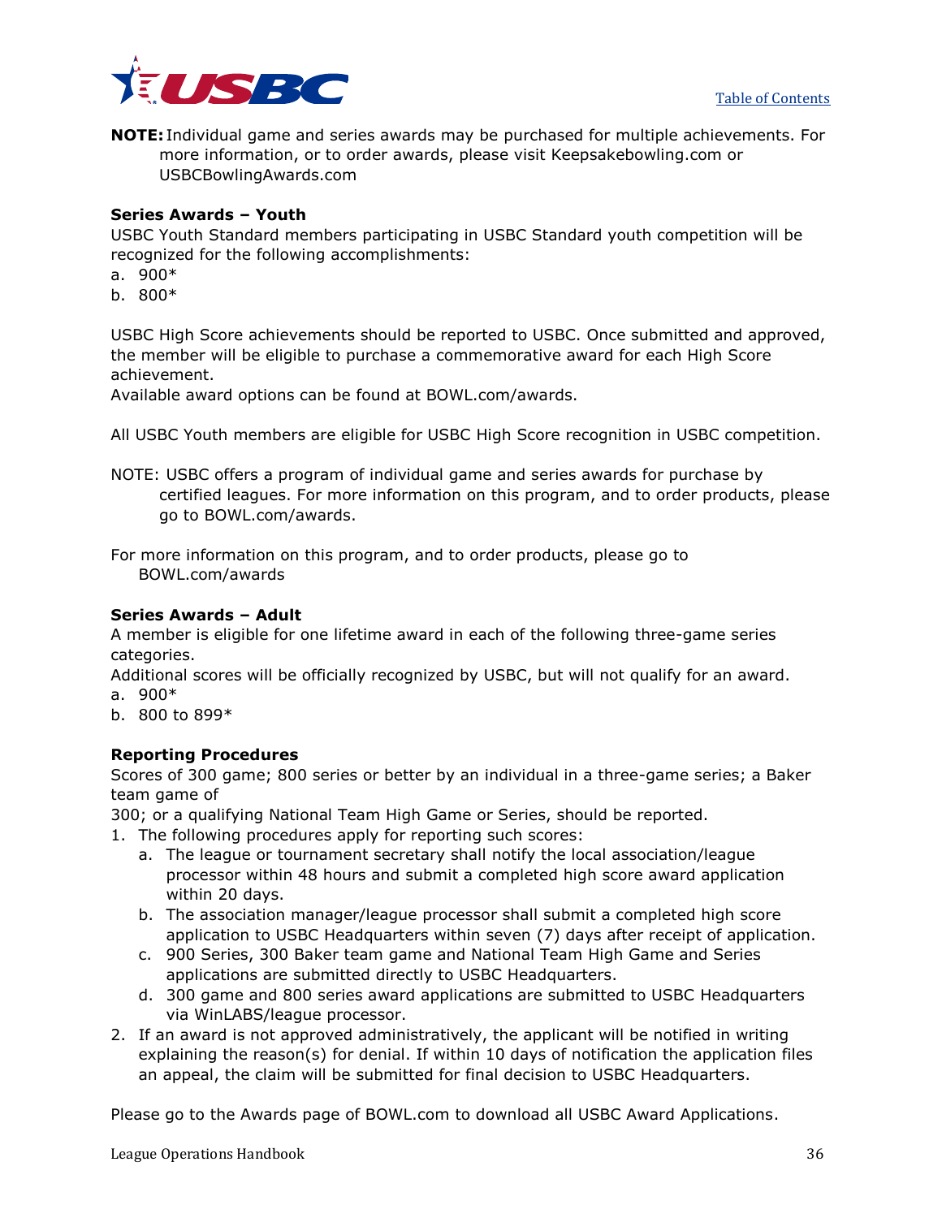**NOTE:** Individual game and series awards may be purchased for multiple achievements. For more information, or to order awards, please visit Keepsakebowling.com or USBCBowlingAwards.com

**Series Awards – Youth**

USBC Youth Standard members participating in USBC Standard youth competition will be recognized for the following accomplishments:

a. 900*
b. 800*

USBC High Score achievements should be reported to USBC. Once submitted and approved, the member will be eligible to purchase a commemorative award for each High Score achievement.

Available award options can be found at BOWL.com/awards.

All USBC Youth members are eligible for USBC High Score recognition in USBC competition.

NOTE: USBC offers a program of individual game and series awards for purchase by certified leagues. For more information on this program, and to order products, please go to BOWL.com/awards.

For more information on this program, and to order products, please go to BOWL.com/awards

**Series Awards – Adult**

A member is eligible for one lifetime award in each of the following three-game series categories.

Additional scores will be officially recognized by USBC, but will not qualify for an award.

a. 900*
b. 800 to 899*

**Reporting Procedures**

Scores of 300 game; 800 series or better by an individual in a three-game series; a Baker team game of 300; or a qualifying National Team High Game or Series, should be reported.

1. The following procedures apply for reporting such scores:
   a. The league or tournament secretary shall notify the local association/league processor within 48 hours and submit a completed high score award application within 20 days.
   b. The association manager/league processor shall submit a completed high score application to USBC Headquarters within seven (7) days after receipt of application.
   c. 900 Series, 300 Baker team game and National Team High Game and Series applications are submitted directly to USBC Headquarters.
   d. 300 game and 800 series award applications are submitted to USBC Headquarters via WinLABS/league processor.
2. If an award is not approved administratively, the applicant will be notified in writing explaining the reason(s) for denial. If within 10 days of notification the application files an appeal, the claim will be submitted for final decision to USBC Headquarters.

Please go to the Awards page of BOWL.com to download all USBC Award Applications.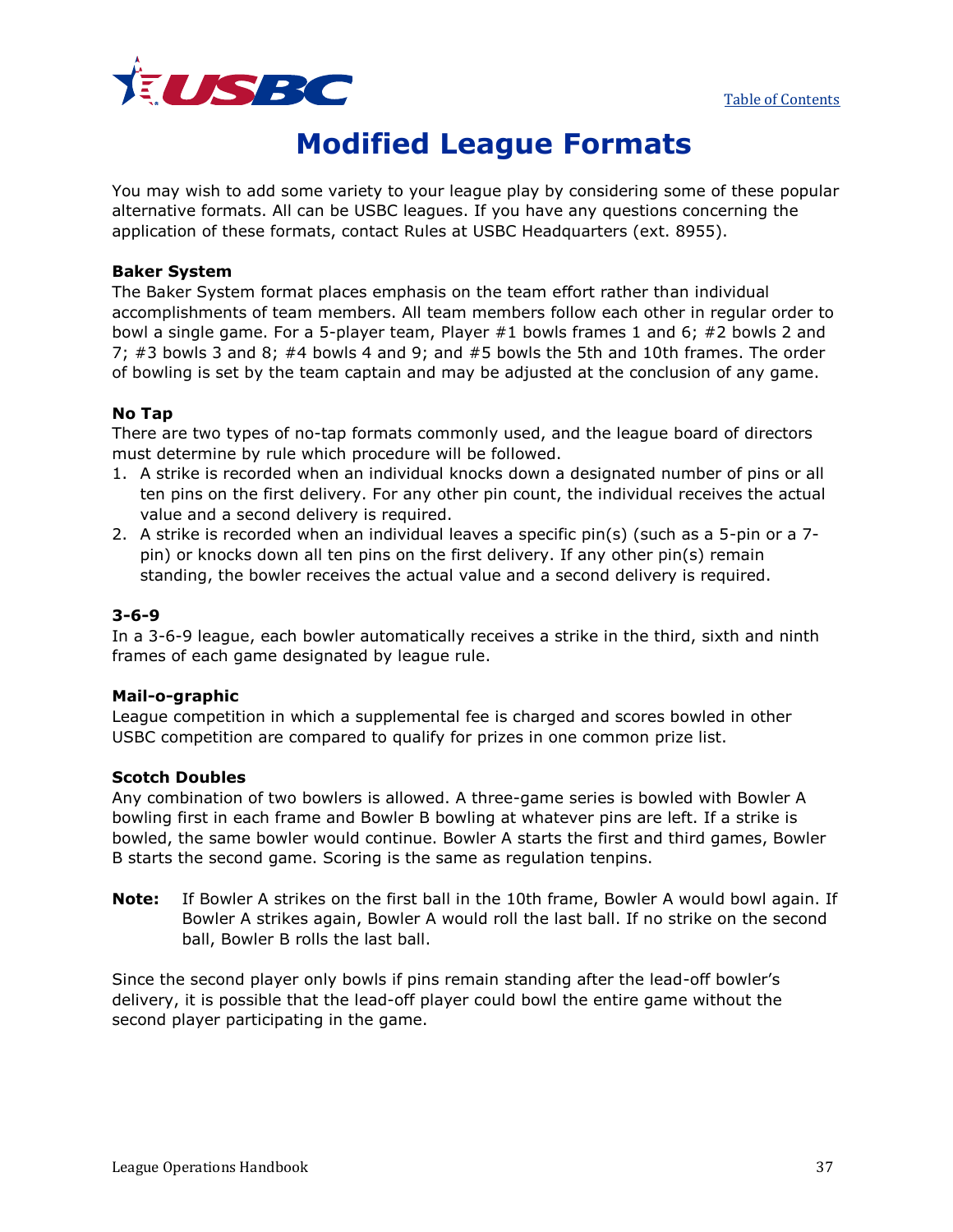# Modified League Formats

You may wish to add some variety to your league play by considering some of these popular alternative formats. All can be USBC leagues. If you have any questions concerning the application of these formats, contact Rules at USBC Headquarters (ext. 8955).

**Baker System**
The Baker System format places emphasis on the team effort rather than individual accomplishments of team members. All team members follow each other in regular order to bowl a single game. For a 5-player team, Player #1 bowls frames 1 and 6; #2 bowls 2 and 7; #3 bowls 3 and 8; #4 bowls 4 and 9; and #5 bowls the 5th and 10th frames. The order of bowling is set by the team captain and may be adjusted at the conclusion of any game.

**No Tap**
There are two types of no-tap formats commonly used, and the league board of directors must determine by rule which procedure will be followed.

1. A strike is recorded when an individual knocks down a designated number of pins or all ten pins on the first delivery. For any other pin count, the individual receives the actual value and a second delivery is required.
2. A strike is recorded when an individual leaves a specific pin(s) (such as a 5-pin or a 7-pin) or knocks down all ten pins on the first delivery. If any other pin(s) remain standing, the bowler receives the actual value and a second delivery is required.

**3-6-9**
In a 3-6-9 league, each bowler automatically receives a strike in the third, sixth and ninth frames of each game designated by league rule.

**Mail-o-graphic**
League competition in which a supplemental fee is charged and scores bowled in other USBC competition are compared to qualify for prizes in one common prize list.

**Scotch Doubles**
Any combination of two bowlers is allowed. A three-game series is bowled with Bowler A bowling first in each frame and Bowler B bowling at whatever pins are left. If a strike is bowled, the same bowler would continue. Bowler A starts the first and third games, Bowler B starts the second game. Scoring is the same as regulation tenpins.

**Note:** If Bowler A strikes on the first ball in the 10th frame, Bowler A would bowl again. If Bowler A strikes again, Bowler A would roll the last ball. If no strike on the second ball, Bowler B rolls the last ball.

Since the second player only bowls if pins remain standing after the lead-off bowler's delivery, it is possible that the lead-off player could bowl the entire game without the second player participating in the game.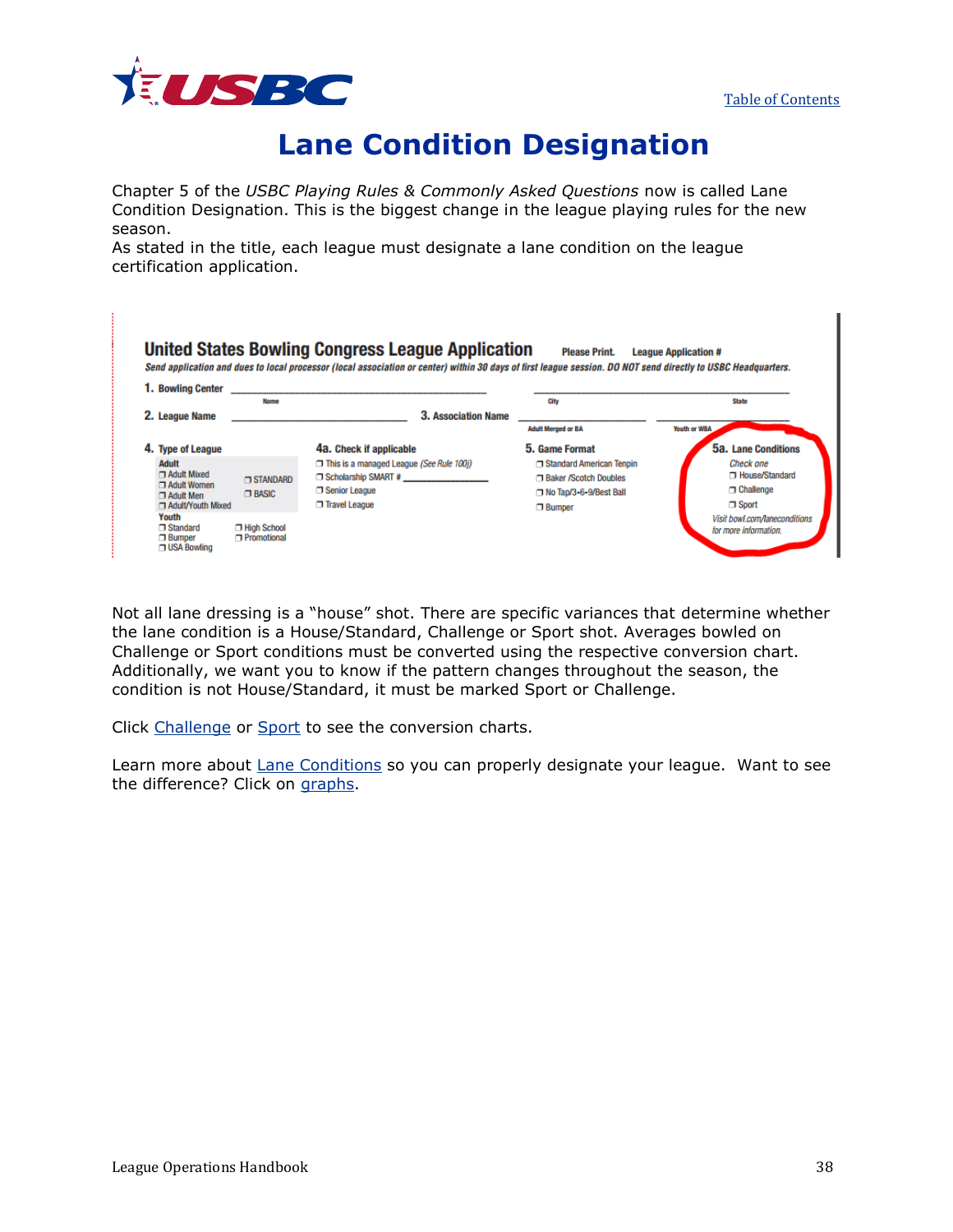# Lane Condition Designation

Chapter 5 of the *USBC Playing Rules & Commonly Asked Questions* now is called Lane Condition Designation. This is the biggest change in the league playing rules for the new season.
As stated in the title, each league must designate a lane condition on the league certification application.

**United States Bowling Congress League Application** Please Print. League Application #

*Send application and dues to local processor (local association or center) within 30 days of first league session. DO NOT send directly to USBC Headquarters.*

1. Bowling Center ______________ (Name) ______________ (City) ______________ (State)
2. League Name ______________
3. Association Name ______________ (Adult Merged or BA) ______________ (Youth or WBA)

**4. Type of League**

Adult
- ❒ Adult Mixed
- ❒ Adult Women
- ❒ Adult Men
- ❒ Adult/Youth Mixed
- ❒ STANDARD
- ❒ BASIC

Youth
- ❒ Standard
- ❒ Bumper
- ❒ USA Bowling
- ❒ High School
- ❒ Promotional

**4a. Check if applicable**
- ❒ This is a managed League (*See Rule 100j*)
- ❒ Scholarship SMART # ______________
- ❒ Senior League
- ❒ Travel League

**5. Game Format**
- ❒ Standard American Tenpin
- ❒ Baker /Scotch Doubles
- ❒ No Tap/3-6-9/Best Ball
- ❒ Bumper

**5a. Lane Conditions**

*Check one*
- ❒ House/Standard
- ❒ Challenge
- ❒ Sport

*Visit bowl.com/laneconditions for more information.*

Not all lane dressing is a "house" shot. There are specific variances that determine whether the lane condition is a House/Standard, Challenge or Sport shot. Averages bowled on Challenge or Sport conditions must be converted using the respective conversion chart. Additionally, we want you to know if the pattern changes throughout the season, the condition is not House/Standard, it must be marked Sport or Challenge.

Click Challenge or Sport to see the conversion charts.

Learn more about Lane Conditions so you can properly designate your league. Want to see the difference? Click on graphs.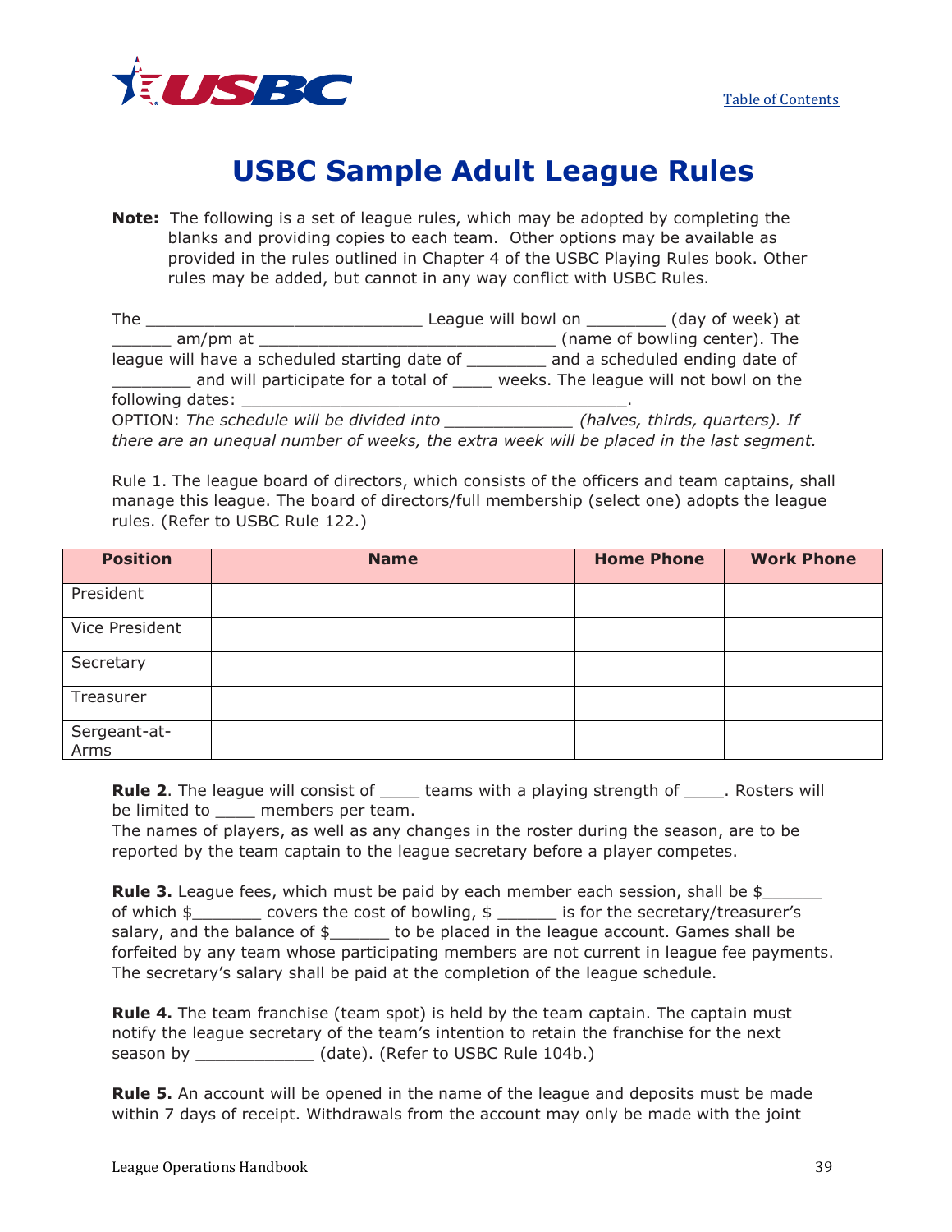[Table of Contents](#)

# USBC Sample Adult League Rules

**Note:** The following is a set of league rules, which may be adopted by completing the blanks and providing copies to each team. Other options may be available as provided in the rules outlined in Chapter 4 of the USBC Playing Rules book. Other rules may be added, but cannot in any way conflict with USBC Rules.

The ____________________________ League will bowl on ________ (day of week) at ______ am/pm at ______________________________ (name of bowling center). The league will have a scheduled starting date of ________ and a scheduled ending date of ________ and will participate for a total of ____ weeks. The league will not bowl on the following dates: ________________________________________.
OPTION: *The schedule will be divided into ____________ (halves, thirds, quarters). If there are an unequal number of weeks, the extra week will be placed in the last segment.*

Rule 1. The league board of directors, which consists of the officers and team captains, shall manage this league. The board of directors/full membership (select one) adopts the league rules. (Refer to USBC Rule 122.)

| Position | Name | Home Phone | Work Phone |
|---|---|---|---|
| President | | | |
| Vice President | | | |
| Secretary | | | |
| Treasurer | | | |
| Sergeant-at-Arms | | | |

**Rule 2**. The league will consist of ____ teams with a playing strength of ____. Rosters will be limited to ____ members per team.
The names of players, as well as any changes in the roster during the season, are to be reported by the team captain to the league secretary before a player competes.

**Rule 3.** League fees, which must be paid by each member each session, shall be $______ of which $_______ covers the cost of bowling, $ ______ is for the secretary/treasurer's salary, and the balance of $______ to be placed in the league account. Games shall be forfeited by any team whose participating members are not current in league fee payments. The secretary's salary shall be paid at the completion of the league schedule.

**Rule 4.** The team franchise (team spot) is held by the team captain. The captain must notify the league secretary of the team's intention to retain the franchise for the next season by ____________ (date). (Refer to USBC Rule 104b.)

**Rule 5.** An account will be opened in the name of the league and deposits must be made within 7 days of receipt. Withdrawals from the account may only be made with the joint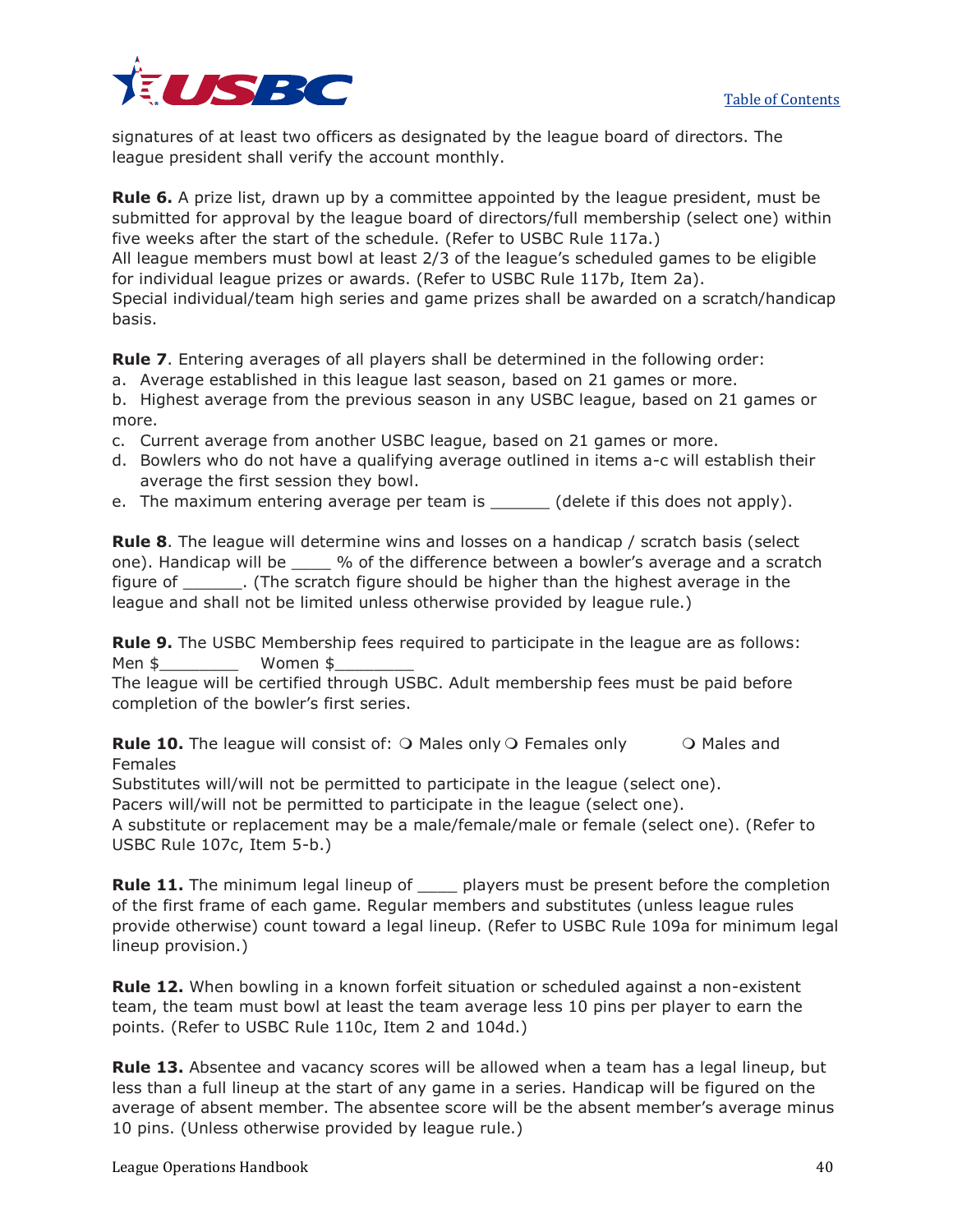signatures of at least two officers as designated by the league board of directors. The league president shall verify the account monthly.

**Rule 6.** A prize list, drawn up by a committee appointed by the league president, must be submitted for approval by the league board of directors/full membership (select one) within five weeks after the start of the schedule. (Refer to USBC Rule 117a.)
All league members must bowl at least 2/3 of the league's scheduled games to be eligible for individual league prizes or awards. (Refer to USBC Rule 117b, Item 2a).
Special individual/team high series and game prizes shall be awarded on a scratch/handicap basis.

**Rule 7**. Entering averages of all players shall be determined in the following order:

a. Average established in this league last season, based on 21 games or more.
b. Highest average from the previous season in any USBC league, based on 21 games or more.
c. Current average from another USBC league, based on 21 games or more.
d. Bowlers who do not have a qualifying average outlined in items a-c will establish their average the first session they bowl.
e. The maximum entering average per team is ______ (delete if this does not apply).

**Rule 8**. The league will determine wins and losses on a handicap / scratch basis (select one). Handicap will be ____ % of the difference between a bowler's average and a scratch figure of ______. (The scratch figure should be higher than the highest average in the league and shall not be limited unless otherwise provided by league rule.)

**Rule 9.** The USBC Membership fees required to participate in the league are as follows:
Men $________ Women $________
The league will be certified through USBC. Adult membership fees must be paid before completion of the bowler's first series.

**Rule 10.** The league will consist of: ❍ Males only ❍ Females only ❍ Males and Females
Substitutes will/will not be permitted to participate in the league (select one).
Pacers will/will not be permitted to participate in the league (select one).
A substitute or replacement may be a male/female/male or female (select one). (Refer to USBC Rule 107c, Item 5-b.)

**Rule 11.** The minimum legal lineup of ____ players must be present before the completion of the first frame of each game. Regular members and substitutes (unless league rules provide otherwise) count toward a legal lineup. (Refer to USBC Rule 109a for minimum legal lineup provision.)

**Rule 12.** When bowling in a known forfeit situation or scheduled against a non-existent team, the team must bowl at least the team average less 10 pins per player to earn the points. (Refer to USBC Rule 110c, Item 2 and 104d.)

**Rule 13.** Absentee and vacancy scores will be allowed when a team has a legal lineup, but less than a full lineup at the start of any game in a series. Handicap will be figured on the average of absent member. The absentee score will be the absent member's average minus 10 pins. (Unless otherwise provided by league rule.)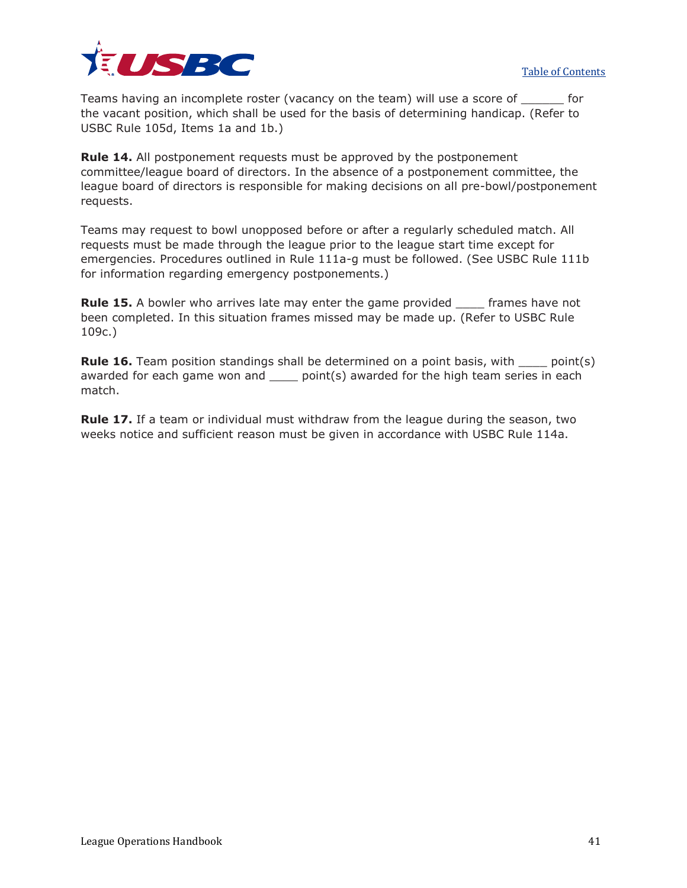Teams having an incomplete roster (vacancy on the team) will use a score of ______ for the vacant position, which shall be used for the basis of determining handicap. (Refer to USBC Rule 105d, Items 1a and 1b.)

**Rule 14.** All postponement requests must be approved by the postponement committee/league board of directors. In the absence of a postponement committee, the league board of directors is responsible for making decisions on all pre-bowl/postponement requests.

Teams may request to bowl unopposed before or after a regularly scheduled match. All requests must be made through the league prior to the league start time except for emergencies. Procedures outlined in Rule 111a-g must be followed. (See USBC Rule 111b for information regarding emergency postponements.)

**Rule 15.** A bowler who arrives late may enter the game provided ____ frames have not been completed. In this situation frames missed may be made up. (Refer to USBC Rule 109c.)

**Rule 16.** Team position standings shall be determined on a point basis, with ____ point(s) awarded for each game won and ____ point(s) awarded for the high team series in each match.

**Rule 17.** If a team or individual must withdraw from the league during the season, two weeks notice and sufficient reason must be given in accordance with USBC Rule 114a.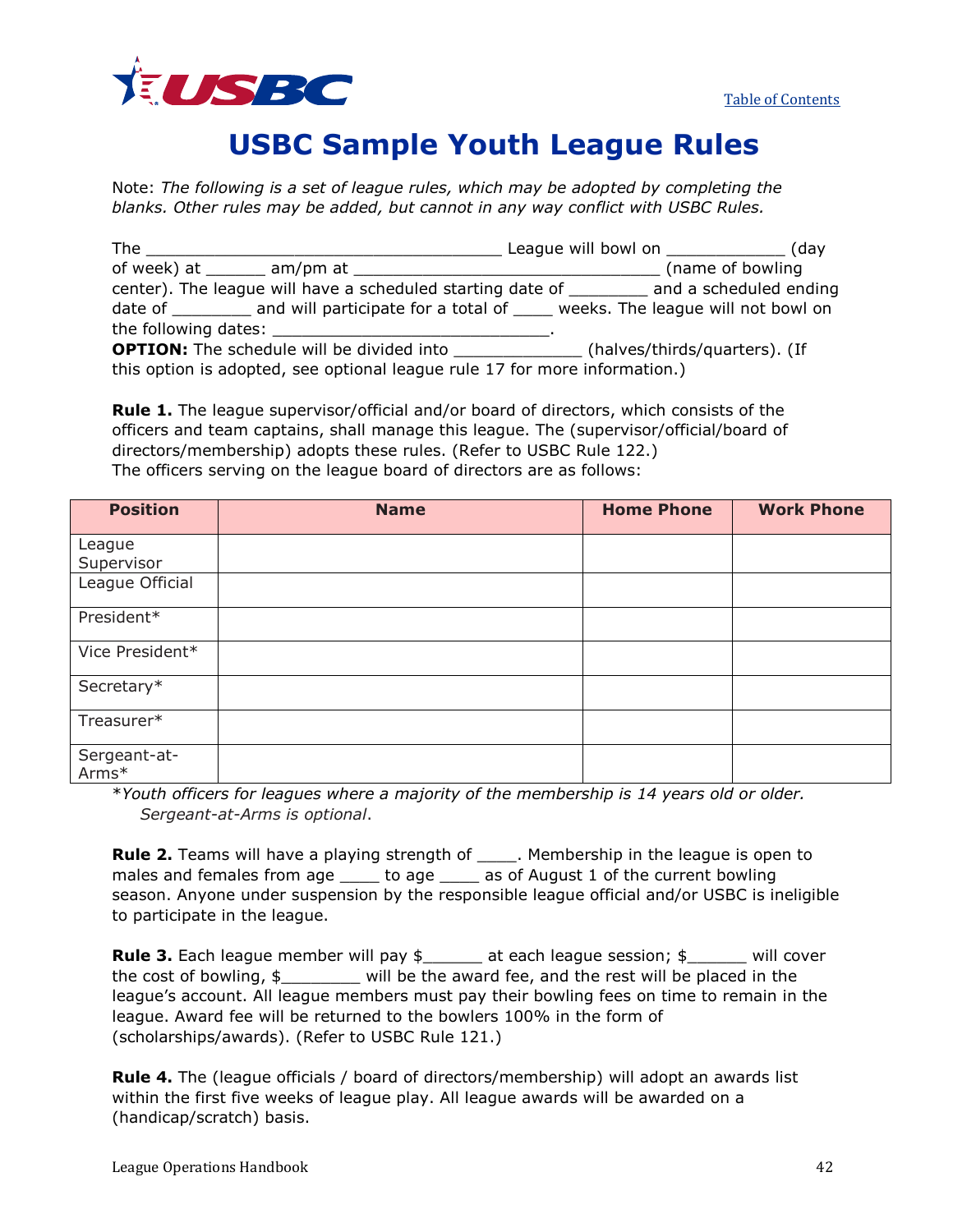# USBC Sample Youth League Rules

Note: *The following is a set of league rules, which may be adopted by completing the blanks. Other rules may be added, but cannot in any way conflict with USBC Rules.*

The ____________________________________ League will bowl on ____________ (day of week) at ______ am/pm at ______________________________ (name of bowling center). The league will have a scheduled starting date of ________ and a scheduled ending date of ________ and will participate for a total of ____ weeks. The league will not bowl on the following dates: ____________________________.

**OPTION:** The schedule will be divided into _____________ (halves/thirds/quarters). (If this option is adopted, see optional league rule 17 for more information.)

**Rule 1.** The league supervisor/official and/or board of directors, which consists of the officers and team captains, shall manage this league. The (supervisor/official/board of directors/membership) adopts these rules. (Refer to USBC Rule 122.)
The officers serving on the league board of directors are as follows:

| Position | Name | Home Phone | Work Phone |
|---|---|---|---|
| League Supervisor | | | |
| League Official | | | |
| President* | | | |
| Vice President* | | | |
| Secretary* | | | |
| Treasurer* | | | |
| Sergeant-at-Arms* | | | |

**Youth officers for leagues where a majority of the membership is 14 years old or older. Sergeant-at-Arms is optional.*

**Rule 2.** Teams will have a playing strength of ____. Membership in the league is open to males and females from age ____ to age ____ as of August 1 of the current bowling season. Anyone under suspension by the responsible league official and/or USBC is ineligible to participate in the league.

**Rule 3.** Each league member will pay $______ at each league session; $______ will cover the cost of bowling, $________ will be the award fee, and the rest will be placed in the league's account. All league members must pay their bowling fees on time to remain in the league. Award fee will be returned to the bowlers 100% in the form of (scholarships/awards). (Refer to USBC Rule 121.)

**Rule 4.** The (league officials / board of directors/membership) will adopt an awards list within the first five weeks of league play. All league awards will be awarded on a (handicap/scratch) basis.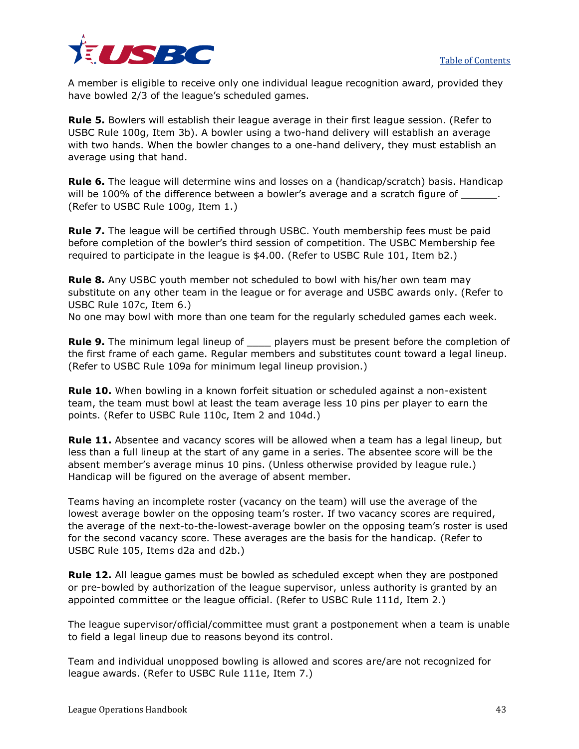A member is eligible to receive only one individual league recognition award, provided they have bowled 2/3 of the league's scheduled games.

**Rule 5.** Bowlers will establish their league average in their first league session. (Refer to USBC Rule 100g, Item 3b). A bowler using a two-hand delivery will establish an average with two hands. When the bowler changes to a one-hand delivery, they must establish an average using that hand.

**Rule 6.** The league will determine wins and losses on a (handicap/scratch) basis. Handicap will be 100% of the difference between a bowler's average and a scratch figure of ______. (Refer to USBC Rule 100g, Item 1.)

**Rule 7.** The league will be certified through USBC. Youth membership fees must be paid before completion of the bowler's third session of competition. The USBC Membership fee required to participate in the league is $4.00. (Refer to USBC Rule 101, Item b2.)

**Rule 8.** Any USBC youth member not scheduled to bowl with his/her own team may substitute on any other team in the league or for average and USBC awards only. (Refer to USBC Rule 107c, Item 6.)
No one may bowl with more than one team for the regularly scheduled games each week.

**Rule 9.** The minimum legal lineup of ____ players must be present before the completion of the first frame of each game. Regular members and substitutes count toward a legal lineup. (Refer to USBC Rule 109a for minimum legal lineup provision.)

**Rule 10.** When bowling in a known forfeit situation or scheduled against a non-existent team, the team must bowl at least the team average less 10 pins per player to earn the points. (Refer to USBC Rule 110c, Item 2 and 104d.)

**Rule 11.** Absentee and vacancy scores will be allowed when a team has a legal lineup, but less than a full lineup at the start of any game in a series. The absentee score will be the absent member's average minus 10 pins. (Unless otherwise provided by league rule.) Handicap will be figured on the average of absent member.

Teams having an incomplete roster (vacancy on the team) will use the average of the lowest average bowler on the opposing team's roster. If two vacancy scores are required, the average of the next-to-the-lowest-average bowler on the opposing team's roster is used for the second vacancy score. These averages are the basis for the handicap. (Refer to USBC Rule 105, Items d2a and d2b.)

**Rule 12.** All league games must be bowled as scheduled except when they are postponed or pre-bowled by authorization of the league supervisor, unless authority is granted by an appointed committee or the league official. (Refer to USBC Rule 111d, Item 2.)

The league supervisor/official/committee must grant a postponement when a team is unable to field a legal lineup due to reasons beyond its control.

Team and individual unopposed bowling is allowed and scores are/are not recognized for league awards. (Refer to USBC Rule 111e, Item 7.)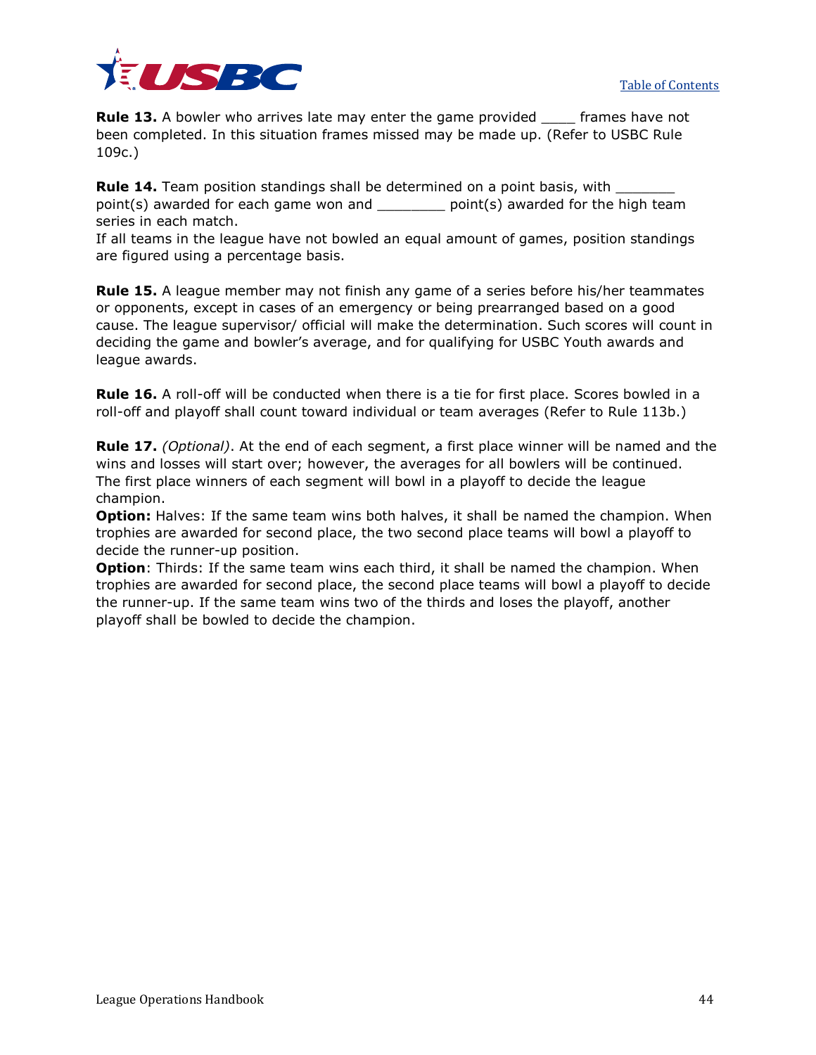**Rule 13.** A bowler who arrives late may enter the game provided ____ frames have not been completed. In this situation frames missed may be made up. (Refer to USBC Rule 109c.)

**Rule 14.** Team position standings shall be determined on a point basis, with _______ point(s) awarded for each game won and ________ point(s) awarded for the high team series in each match.
If all teams in the league have not bowled an equal amount of games, position standings are figured using a percentage basis.

**Rule 15.** A league member may not finish any game of a series before his/her teammates or opponents, except in cases of an emergency or being prearranged based on a good cause. The league supervisor/ official will make the determination. Such scores will count in deciding the game and bowler's average, and for qualifying for USBC Youth awards and league awards.

**Rule 16.** A roll-off will be conducted when there is a tie for first place. Scores bowled in a roll-off and playoff shall count toward individual or team averages (Refer to Rule 113b.)

**Rule 17.** *(Optional)*. At the end of each segment, a first place winner will be named and the wins and losses will start over; however, the averages for all bowlers will be continued. The first place winners of each segment will bowl in a playoff to decide the league champion.
**Option:** Halves: If the same team wins both halves, it shall be named the champion. When trophies are awarded for second place, the two second place teams will bowl a playoff to decide the runner-up position.
**Option**: Thirds: If the same team wins each third, it shall be named the champion. When trophies are awarded for second place, the second place teams will bowl a playoff to decide the runner-up. If the same team wins two of the thirds and loses the playoff, another playoff shall be bowled to decide the champion.